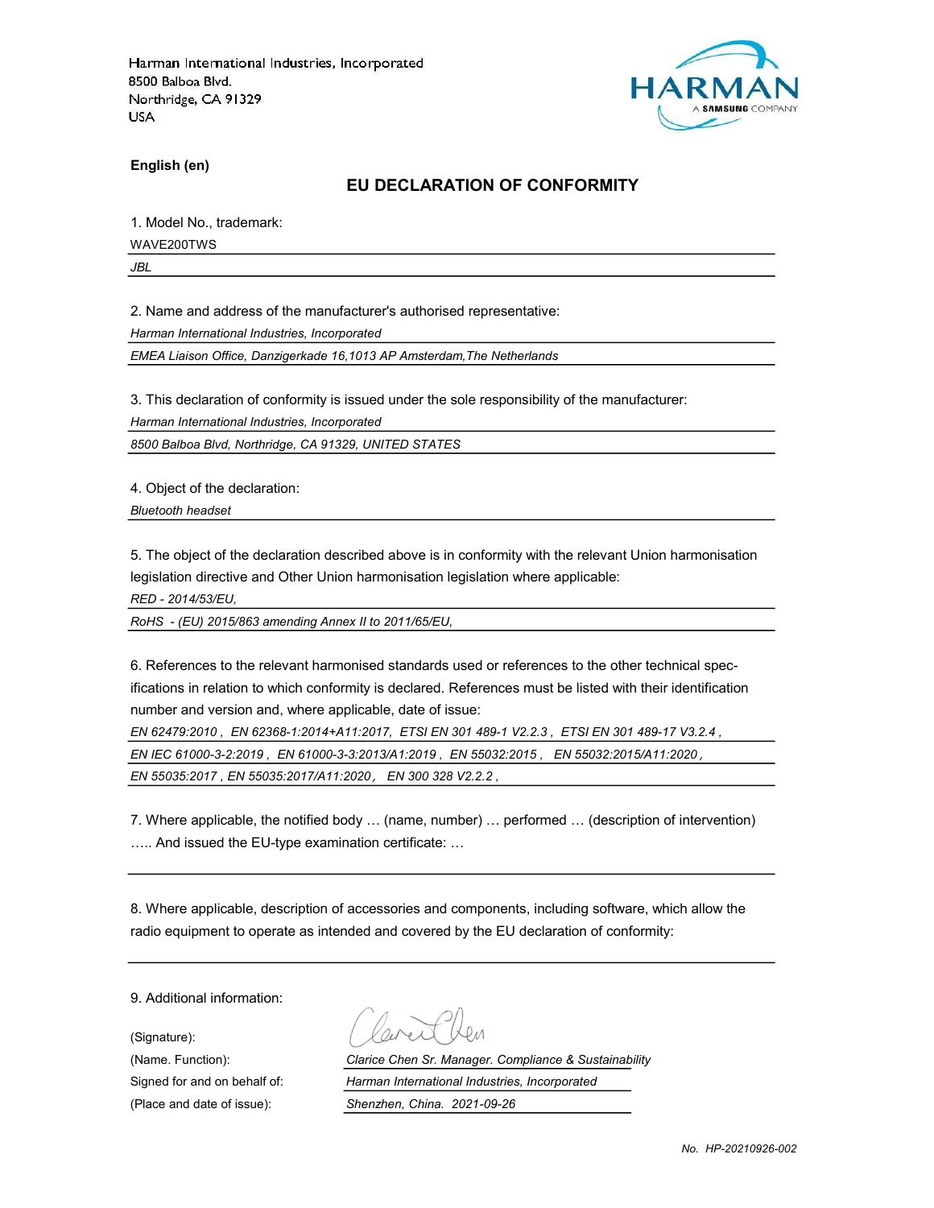Harman International Industries, Incorporated
8500 Balboa Blvd.
Northridge, CA 91329
USA

HARMAN
A SAMSUNG COMPANY

**English (en)**

## EU DECLARATION OF CONFORMITY

1. Model No., trademark:

WAVE200TWS

*JBL*

2. Name and address of the manufacturer's authorised representative:

*Harman International Industries, Incorporated*

*EMEA Liaison Office, Danzigerkade 16,1013 AP Amsterdam,The Netherlands*

3. This declaration of conformity is issued under the sole responsibility of the manufacturer:

*Harman International Industries, Incorporated*

*8500 Balboa Blvd, Northridge, CA 91329, UNITED STATES*

4. Object of the declaration:

*Bluetooth headset*

5. The object of the declaration described above is in conformity with the relevant Union harmonisation legislation directive and Other Union harmonisation legislation where applicable:

*RED - 2014/53/EU,*

*RoHS - (EU) 2015/863 amending Annex II to 2011/65/EU,*

6. References to the relevant harmonised standards used or references to the other technical specifications in relation to which conformity is declared. References must be listed with their identification number and version and, where applicable, date of issue:

*EN 62479:2010 , EN 62368-1:2014+A11:2017, ETSI EN 301 489-1 V2.2.3 , ETSI EN 301 489-17 V3.2.4 ,*

*EN IEC 61000-3-2:2019 , EN 61000-3-3:2013/A1:2019 , EN 55032:2015 , EN 55032:2015/A11:2020 ,*

*EN 55035:2017 , EN 55035:2017/A11:2020 , EN 300 328 V2.2.2 ,*

7. Where applicable, the notified body … (name, number) … performed … (description of intervention) ….. And issued the EU-type examination certificate: …

8. Where applicable, description of accessories and components, including software, which allow the radio equipment to operate as intended and covered by the EU declaration of conformity:

9. Additional information:

(Signature):

(Name. Function): *Clarice Chen Sr. Manager. Compliance & Sustainability*

Signed for and on behalf of: *Harman International Industries, Incorporated*

(Place and date of issue): *Shenzhen, China. 2021-09-26*

*No. HP-20210926-002*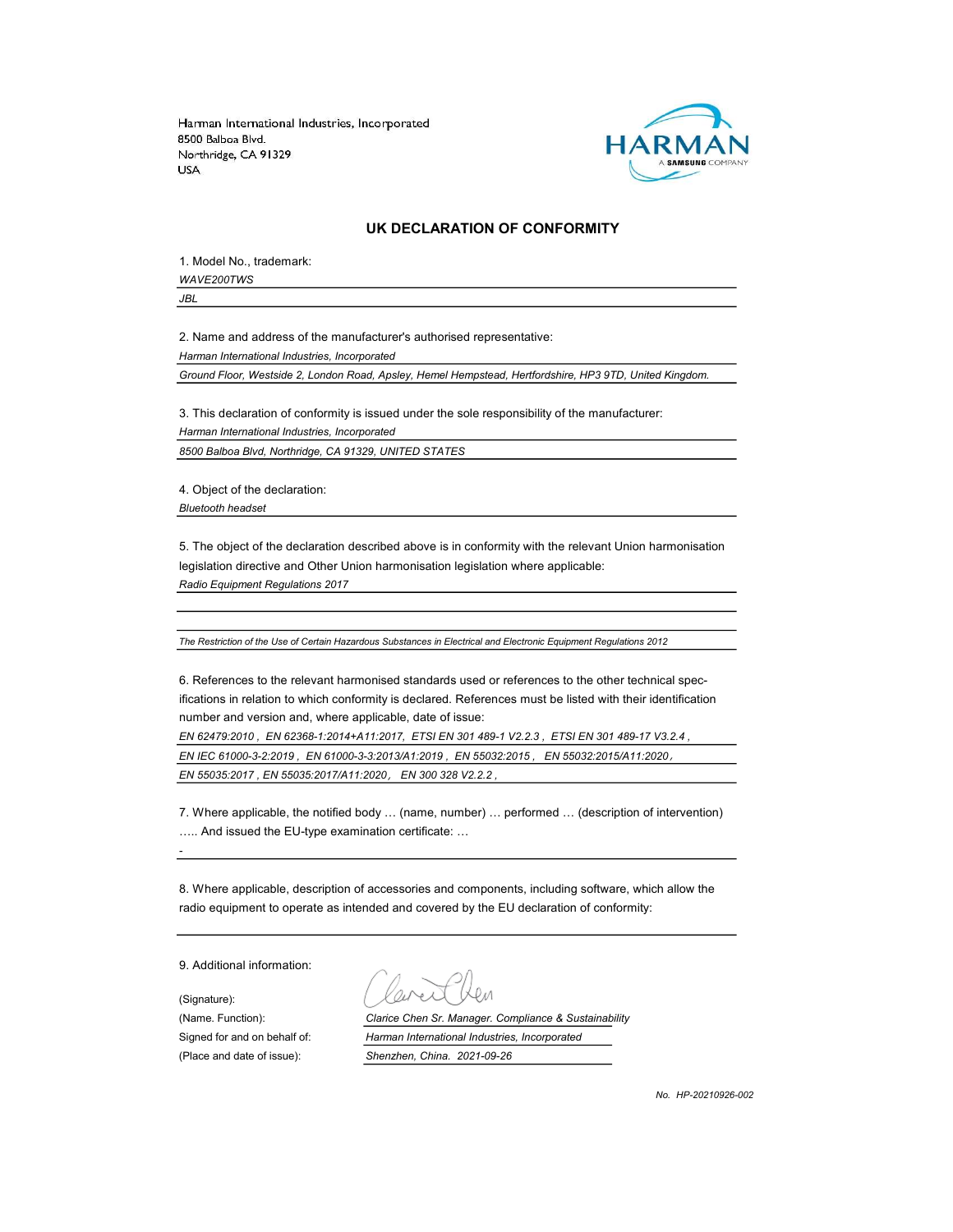Harman International Industries, Incorporated
8500 Balboa Blvd.
Northridge, CA 91329
USA

HARMAN
A SAMSUNG COMPANY

## UK DECLARATION OF CONFORMITY

1. Model No., trademark:

*WAVE200TWS*

*JBL*

2. Name and address of the manufacturer's authorised representative:

*Harman International Industries, Incorporated*

*Ground Floor, Westside 2, London Road, Apsley, Hemel Hempstead, Hertfordshire, HP3 9TD, United Kingdom.*

3. This declaration of conformity is issued under the sole responsibility of the manufacturer:

*Harman International Industries, Incorporated*

*8500 Balboa Blvd, Northridge, CA 91329, UNITED STATES*

4. Object of the declaration:

*Bluetooth headset*

5. The object of the declaration described above is in conformity with the relevant Union harmonisation legislation directive and Other Union harmonisation legislation where applicable:

*Radio Equipment Regulations 2017*

*The Restriction of the Use of Certain Hazardous Substances in Electrical and Electronic Equipment Regulations 2012*

6. References to the relevant harmonised standards used or references to the other technical specifications in relation to which conformity is declared. References must be listed with their identification number and version and, where applicable, date of issue:

*EN 62479:2010 , EN 62368-1:2014+A11:2017, ETSI EN 301 489-1 V2.2.3 , ETSI EN 301 489-17 V3.2.4 ,*

*EN IEC 61000-3-2:2019 , EN 61000-3-3:2013/A1:2019 , EN 55032:2015 , EN 55032:2015/A11:2020,*

*EN 55035:2017 , EN 55035:2017/A11:2020, EN 300 328 V2.2.2 ,*

7. Where applicable, the notified body … (name, number) … performed … (description of intervention) ….. And issued the EU-type examination certificate: …

-

8. Where applicable, description of accessories and components, including software, which allow the radio equipment to operate as intended and covered by the EU declaration of conformity:

9. Additional information:

(Signature):

(Name. Function): *Clarice Chen Sr. Manager. Compliance & Sustainability*

Signed for and on behalf of: *Harman International Industries, Incorporated*

(Place and date of issue): *Shenzhen, China. 2021-09-26*

*No. HP-20210926-002*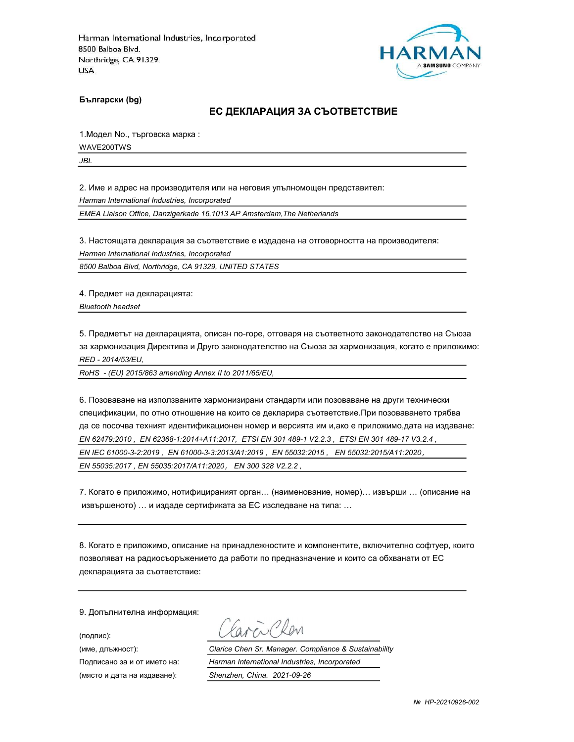Harman International Industries, Incorporated
8500 Balboa Blvd.
Northridge, CA 91329
USA

**Български (bg)**

## ЕС ДЕКЛАРАЦИЯ ЗА СЪОТВЕТСТВИЕ

1.Модел No., търговска марка :

WAVE200TWS

*JBL*

2. Име и адрес на производителя или на неговия упълномощен представител:

*Harman International Industries, Incorporated*

*EMEA Liaison Office, Danzigerkade 16,1013 AP Amsterdam,The Netherlands*

3. Настоящата декларация за съответствие е издадена на отговорността на производителя:

*Harman International Industries, Incorporated*

*8500 Balboa Blvd, Northridge, CA 91329, UNITED STATES*

4. Предмет на декларацията:

*Bluetooth headset*

5. Предметът на декларацията, описан по-горе, отговаря на съответното законодателство на Съюза за хармонизация Директива и Друго законодателство на Съюза за хармонизация, когато е приложимо:

*RED - 2014/53/EU,*

*RoHS - (EU) 2015/863 amending Annex II to 2011/65/EU,*

6. Позоваване на използваните хармонизирани стандарти или позоваване на други технически спецификации, по отно отношение на които се декларира съответствие.При позоваването трябва да се посочва техният идентификационен номер и версията им и,ако е приложимо,дата на издаване:

*EN 62479:2010 , EN 62368-1:2014+A11:2017, ETSI EN 301 489-1 V2.2.3 , ETSI EN 301 489-17 V3.2.4 ,*

*EN IEC 61000-3-2:2019 , EN 61000-3-3:2013/A1:2019 , EN 55032:2015 , EN 55032:2015/A11:2020 ,*

*EN 55035:2017 , EN 55035:2017/A11:2020 , EN 300 328 V2.2.2 ,*

7. Когато е приложимо, нотифицираният орган… (наименование, номер)… извърши … (описание на извършеното) … и издаде сертификата за ЕС изследване на типа: …

8. Когато е приложимо, описание на принадлежностите и компонентите, включително софтуер, които позволяват на радиосъоръжението да работи по предназначение и които са обхванати от ЕС декларацията за съответствие:

9. Допълнителна информация:

(подпис): Clarice Chen

(име, длъжност): *Clarice Chen Sr. Manager. Compliance & Sustainability*

Подписано за и от името на: *Harman International Industries, Incorporated*

(място и дата на издаване): *Shenzhen, China. 2021-09-26*

*№ HP-20210926-002*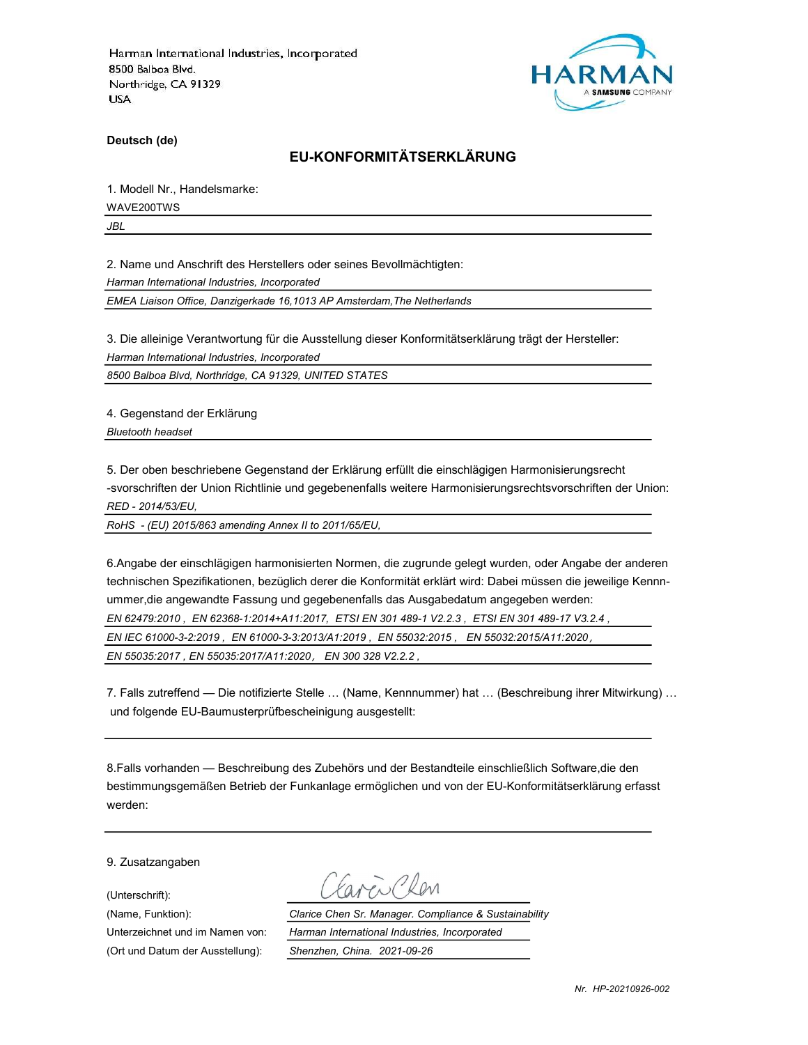Harman International Industries, Incorporated
8500 Balboa Blvd.
Northridge, CA 91329
USA

**Deutsch (de)**

## EU-KONFORMITÄTSERKLÄRUNG

1. Modell Nr., Handelsmarke:

WAVE200TWS

*JBL*

2. Name und Anschrift des Herstellers oder seines Bevollmächtigten:

*Harman International Industries, Incorporated*

*EMEA Liaison Office, Danzigerkade 16,1013 AP Amsterdam,The Netherlands*

3. Die alleinige Verantwortung für die Ausstellung dieser Konformitätserklärung trägt der Hersteller:

*Harman International Industries, Incorporated*

*8500 Balboa Blvd, Northridge, CA 91329, UNITED STATES*

4. Gegenstand der Erklärung

*Bluetooth headset*

5. Der oben beschriebene Gegenstand der Erklärung erfüllt die einschlägigen Harmonisierungsrecht -svorschriften der Union Richtlinie und gegebenenfalls weitere Harmonisierungsrechtsvorschriften der Union:

*RED - 2014/53/EU,*

*RoHS - (EU) 2015/863 amending Annex II to 2011/65/EU,*

6.Angabe der einschlägigen harmonisierten Normen, die zugrunde gelegt wurden, oder Angabe der anderen technischen Spezifikationen, bezüglich derer die Konformität erklärt wird: Dabei müssen die jeweilige Kennnummer,die angewandte Fassung und gegebenenfalls das Ausgabedatum angegeben werden:

*EN 62479:2010 , EN 62368-1:2014+A11:2017, ETSI EN 301 489-1 V2.2.3 , ETSI EN 301 489-17 V3.2.4 ,*

*EN IEC 61000-3-2:2019 , EN 61000-3-3:2013/A1:2019 , EN 55032:2015 , EN 55032:2015/A11:2020 ,*

*EN 55035:2017 , EN 55035:2017/A11:2020 , EN 300 328 V2.2.2 ,*

7. Falls zutreffend — Die notifizierte Stelle … (Name, Kennnummer) hat … (Beschreibung ihrer Mitwirkung) … und folgende EU-Baumusterprüfbescheinigung ausgestellt:

8.Falls vorhanden — Beschreibung des Zubehörs und der Bestandteile einschließlich Software,die den bestimmungsgemäßen Betrieb der Funkanlage ermöglichen und von der EU-Konformitätserklärung erfasst werden:

9. Zusatzangaben

| | |
|---|---|
| (Unterschrift): | Clarice Chen |
| (Name, Funktion): | *Clarice Chen Sr. Manager. Compliance & Sustainability* |
| Unterzeichnet und im Namen von: | *Harman International Industries, Incorporated* |
| (Ort und Datum der Ausstellung): | *Shenzhen, China. 2021-09-26* |

*Nr. HP-20210926-002*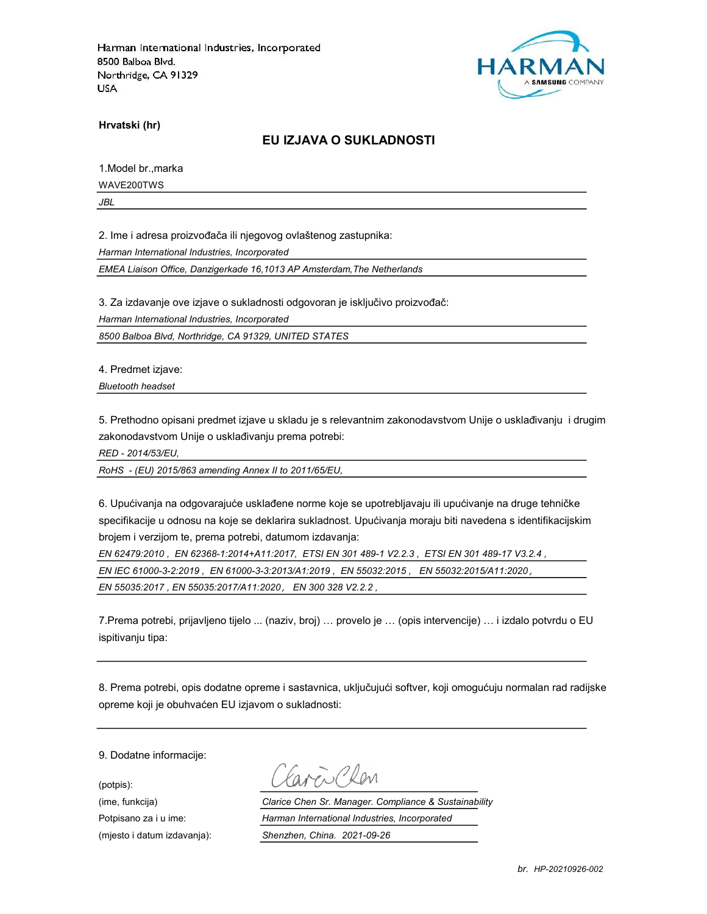Harman International Industries, Incorporated
8500 Balboa Blvd.
Northridge, CA 91329
USA

HARMAN
A SAMSUNG COMPANY

**Hrvatski (hr)**

## EU IZJAVA O SUKLADNOSTI

1.Model br.,marka

WAVE200TWS

*JBL*

2. Ime i adresa proizvođača ili njegovog ovlaštenog zastupnika:

*Harman International Industries, Incorporated*

*EMEA Liaison Office, Danzigerkade 16,1013 AP Amsterdam,The Netherlands*

3. Za izdavanje ove izjave o sukladnosti odgovoran je isključivo proizvođač:

*Harman International Industries, Incorporated*

*8500 Balboa Blvd, Northridge, CA 91329, UNITED STATES*

4. Predmet izjave:

*Bluetooth headset*

5. Prethodno opisani predmet izjave u skladu je s relevantnim zakonodavstvom Unije o usklađivanju i drugim zakonodavstvom Unije o usklađivanju prema potrebi:

*RED - 2014/53/EU,*

*RoHS - (EU) 2015/863 amending Annex II to 2011/65/EU,*

6. Upućivanja na odgovarajuće usklađene norme koje se upotrebljavaju ili upućivanje na druge tehničke specifikacije u odnosu na koje se deklarira sukladnost. Upućivanja moraju biti navedena s identifikacijskim brojem i verzijom te, prema potrebi, datumom izdavanja:

*EN 62479:2010 , EN 62368-1:2014+A11:2017, ETSI EN 301 489-1 V2.2.3 , ETSI EN 301 489-17 V3.2.4 ,*

*EN IEC 61000-3-2:2019 , EN 61000-3-3:2013/A1:2019 , EN 55032:2015 , EN 55032:2015/A11:2020 ,*

*EN 55035:2017 , EN 55035:2017/A11:2020 , EN 300 328 V2.2.2 ,*

7.Prema potrebi, prijavljeno tijelo ... (naziv, broj) … provelo je … (opis intervencije) … i izdalo potvrdu o EU ispitivanju tipa:

8. Prema potrebi, opis dodatne opreme i sastavnica, uključujući softver, koji omogućuju normalan rad radijske opreme koji je obuhvaćen EU izjavom o sukladnosti:

9. Dodatne informacije:

(potpis): Clarice Chen

(ime, funkcija) *Clarice Chen Sr. Manager. Compliance & Sustainability*

Potpisano za i u ime: *Harman International Industries, Incorporated*

(mjesto i datum izdavanja): *Shenzhen, China. 2021-09-26*

*br. HP-20210926-002*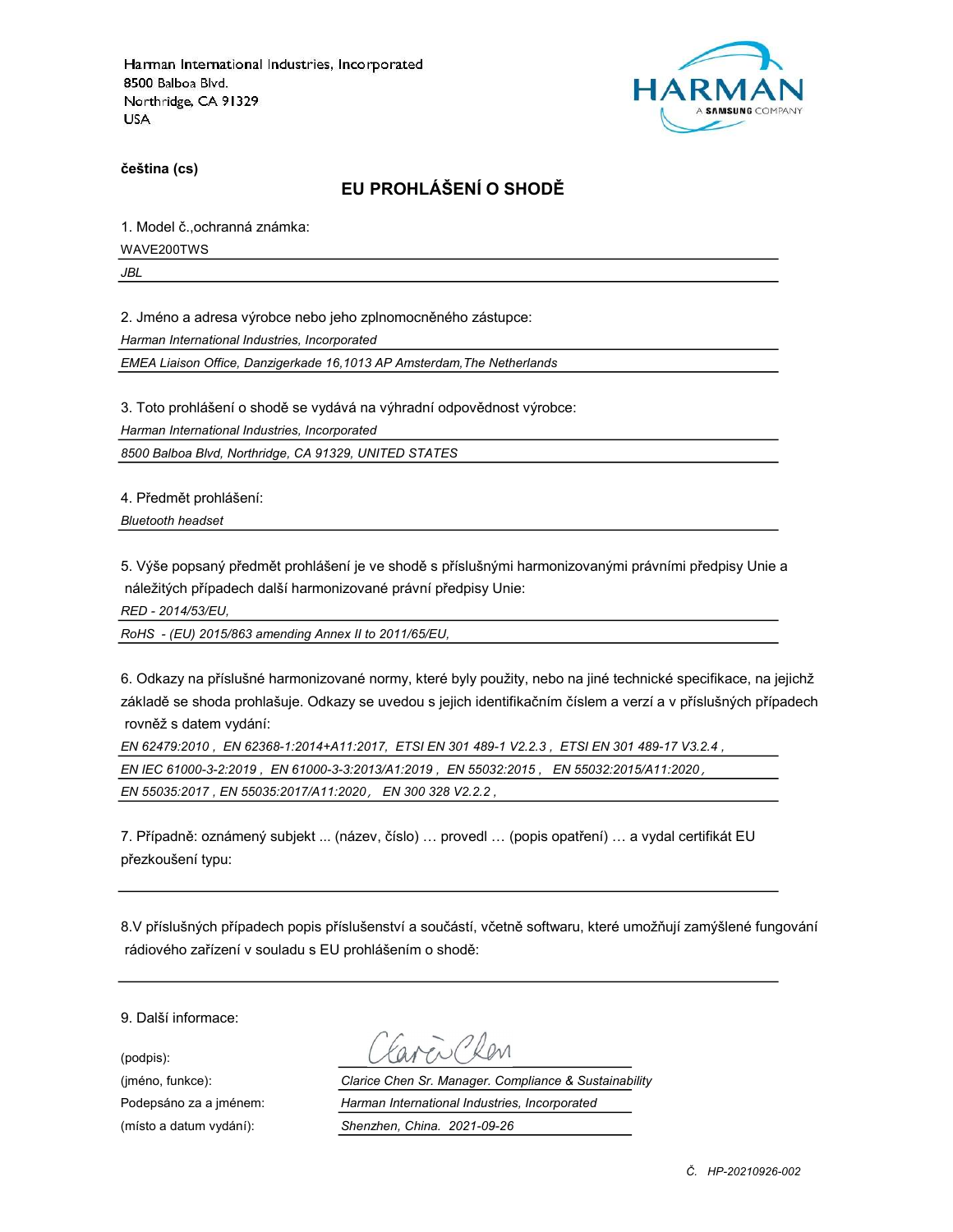Harman International Industries, Incorporated
8500 Balboa Blvd.
Northridge, CA 91329
USA

**čeština (cs)**

## EU PROHLÁŠENÍ O SHODĚ

1. Model č.,ochranná známka:

WAVE200TWS

*JBL*

2. Jméno a adresa výrobce nebo jeho zplnomocněného zástupce:

*Harman International Industries, Incorporated*

*EMEA Liaison Office, Danzigerkade 16,1013 AP Amsterdam,The Netherlands*

3. Toto prohlášení o shodě se vydává na výhradní odpovědnost výrobce:

*Harman International Industries, Incorporated*

*8500 Balboa Blvd, Northridge, CA 91329, UNITED STATES*

4. Předmět prohlášení:

*Bluetooth headset*

5. Výše popsaný předmět prohlášení je ve shodě s příslušnými harmonizovanými právními předpisy Unie a náležitých případech další harmonizované právní předpisy Unie:

*RED - 2014/53/EU,*

*RoHS - (EU) 2015/863 amending Annex II to 2011/65/EU,*

6. Odkazy na příslušné harmonizované normy, které byly použity, nebo na jiné technické specifikace, na jejichž základě se shoda prohlašuje. Odkazy se uvedou s jejich identifikačním číslem a verzí a v příslušných případech rovněž s datem vydání:

*EN 62479:2010 , EN 62368-1:2014+A11:2017, ETSI EN 301 489-1 V2.2.3 , ETSI EN 301 489-17 V3.2.4 ,*

*EN IEC 61000-3-2:2019 , EN 61000-3-3:2013/A1:2019 , EN 55032:2015 , EN 55032:2015/A11:2020 ,*

*EN 55035:2017 , EN 55035:2017/A11:2020 , EN 300 328 V2.2.2 ,*

7. Případně: oznámený subjekt ... (název, číslo) … provedl … (popis opatření) … a vydal certifikát EU přezkoušení typu:

8.V příslušných případech popis příslušenství a součástí, včetně softwaru, které umožňují zamýšlené fungování rádiového zařízení v souladu s EU prohlášením o shodě:

9. Další informace:

(podpis):

(jméno, funkce): *Clarice Chen Sr. Manager. Compliance & Sustainability*

Podepsáno za a jménem: *Harman International Industries, Incorporated*

(místo a datum vydání): *Shenzhen, China. 2021-09-26*

*Č. HP-20210926-002*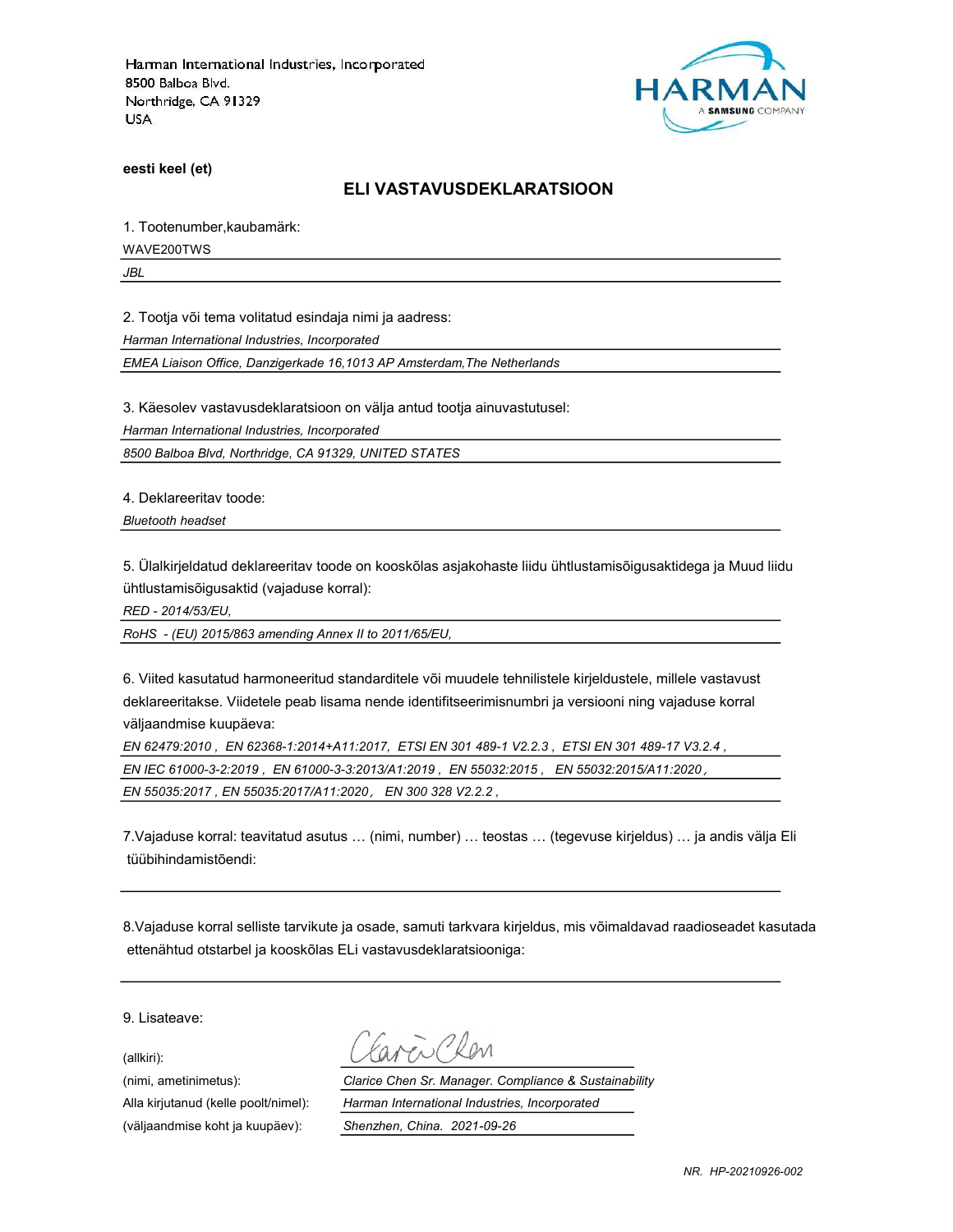Harman International Industries, Incorporated
8500 Balboa Blvd.
Northridge, CA 91329
USA

HARMAN
A SAMSUNG COMPANY

**eesti keel (et)**

## ELI VASTAVUSDEKLARATSIOON

1. Tootenumber,kaubamärk:

WAVE200TWS

*JBL*

2. Tootja või tema volitatud esindaja nimi ja aadress:

*Harman International Industries, Incorporated*

*EMEA Liaison Office, Danzigerkade 16,1013 AP Amsterdam,The Netherlands*

3. Käesolev vastavusdeklaratsioon on välja antud tootja ainuvastutusel:

*Harman International Industries, Incorporated*

*8500 Balboa Blvd, Northridge, CA 91329, UNITED STATES*

4. Deklareeritav toode:

*Bluetooth headset*

5. Ülalkirjeldatud deklareeritav toode on kooskõlas asjakohaste liidu ühtlustamisõigusaktidega ja Muud liidu ühtlustamisõigusaktid (vajaduse korral):

*RED - 2014/53/EU,*

*RoHS - (EU) 2015/863 amending Annex II to 2011/65/EU,*

6. Viited kasutatud harmoneeritud standarditele või muudele tehnilistele kirjeldustele, millele vastavust deklareeritakse. Viidetele peab lisama nende identifitseerimisnumbri ja versiooni ning vajaduse korral väljaandmise kuupäeva:

*EN 62479:2010 , EN 62368-1:2014+A11:2017, ETSI EN 301 489-1 V2.2.3 , ETSI EN 301 489-17 V3.2.4 ,*

*EN IEC 61000-3-2:2019 , EN 61000-3-3:2013/A1:2019 , EN 55032:2015 , EN 55032:2015/A11:2020 ,*

*EN 55035:2017 , EN 55035:2017/A11:2020 , EN 300 328 V2.2.2 ,*

7.Vajaduse korral: teavitatud asutus … (nimi, number) … teostas … (tegevuse kirjeldus) … ja andis välja Eli tüübihindamistõendi:

8.Vajaduse korral selliste tarvikute ja osade, samuti tarkvara kirjeldus, mis võimaldavad raadioseadet kasutada ettenähtud otstarbel ja kooskõlas ELi vastavusdeklaratsiooniga:

9. Lisateave:

(allkiri): Clarice Chen

(nimi, ametinimetus): *Clarice Chen Sr. Manager. Compliance & Sustainability*

Alla kirjutanud (kelle poolt/nimel): *Harman International Industries, Incorporated*

(väljaandmise koht ja kuupäev): *Shenzhen, China. 2021-09-26*

*NR. HP-20210926-002*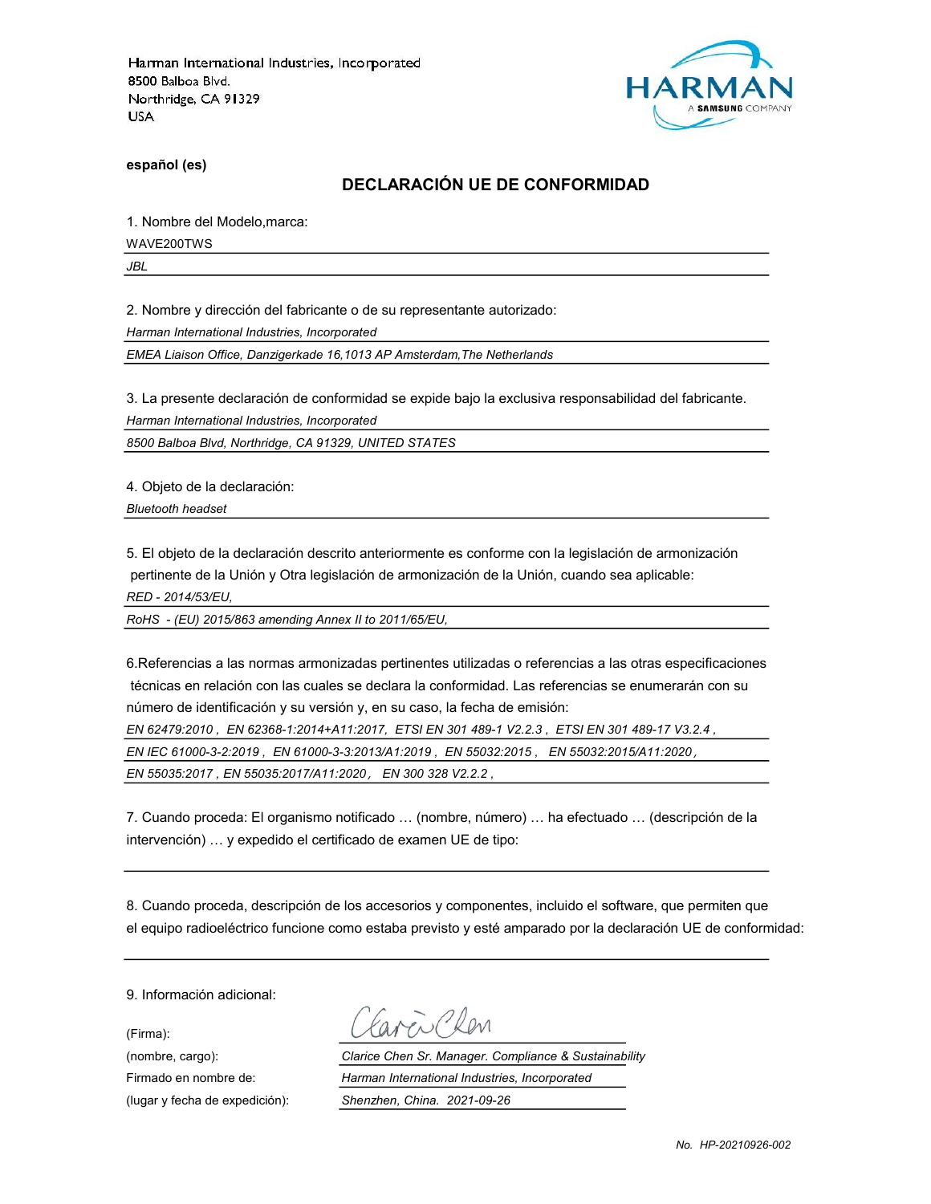Harman International Industries, Incorporated
8500 Balboa Blvd.
Northridge, CA 91329
USA

HARMAN
A SAMSUNG COMPANY

**español (es)**

## DECLARACIÓN UE DE CONFORMIDAD

1. Nombre del Modelo,marca:

WAVE200TWS

*JBL*

2. Nombre y dirección del fabricante o de su representante autorizado:

*Harman International Industries, Incorporated*

*EMEA Liaison Office, Danzigerkade 16,1013 AP Amsterdam,The Netherlands*

3. La presente declaración de conformidad se expide bajo la exclusiva responsabilidad del fabricante.

*Harman International Industries, Incorporated*

*8500 Balboa Blvd, Northridge, CA 91329, UNITED STATES*

4. Objeto de la declaración:

*Bluetooth headset*

5. El objeto de la declaración descrito anteriormente es conforme con la legislación de armonización pertinente de la Unión y Otra legislación de armonización de la Unión, cuando sea aplicable:

*RED - 2014/53/EU,*

*RoHS - (EU) 2015/863 amending Annex II to 2011/65/EU,*

6.Referencias a las normas armonizadas pertinentes utilizadas o referencias a las otras especificaciones técnicas en relación con las cuales se declara la conformidad. Las referencias se enumerarán con su número de identificación y su versión y, en su caso, la fecha de emisión:

*EN 62479:2010 , EN 62368-1:2014+A11:2017, ETSI EN 301 489-1 V2.2.3 , ETSI EN 301 489-17 V3.2.4 ,*

*EN IEC 61000-3-2:2019 , EN 61000-3-3:2013/A1:2019 , EN 55032:2015 , EN 55032:2015/A11:2020 ,*

*EN 55035:2017 , EN 55035:2017/A11:2020 , EN 300 328 V2.2.2 ,*

7. Cuando proceda: El organismo notificado … (nombre, número) … ha efectuado … (descripción de la intervención) … y expedido el certificado de examen UE de tipo:

8. Cuando proceda, descripción de los accesorios y componentes, incluido el software, que permiten que el equipo radioeléctrico funcione como estaba previsto y esté amparado por la declaración UE de conformidad:

9. Información adicional:

(Firma):

(nombre, cargo): *Clarice Chen Sr. Manager. Compliance & Sustainability*

Firmado en nombre de: *Harman International Industries, Incorporated*

(lugar y fecha de expedición): *Shenzhen, China. 2021-09-26*

*No. HP-20210926-002*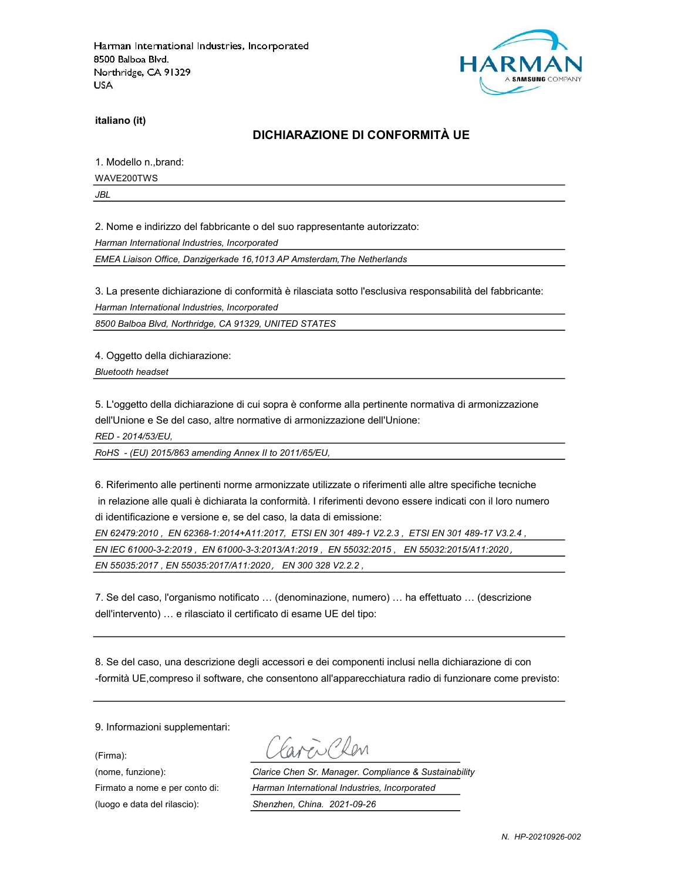Harman International Industries, Incorporated
8500 Balboa Blvd.
Northridge, CA 91329
USA

**italiano (it)**

## DICHIARAZIONE DI CONFORMITÀ UE

1. Modello n.,brand:

WAVE200TWS

*JBL*

2. Nome e indirizzo del fabbricante o del suo rappresentante autorizzato:

*Harman International Industries, Incorporated*

*EMEA Liaison Office, Danzigerkade 16,1013 AP Amsterdam,The Netherlands*

3. La presente dichiarazione di conformità è rilasciata sotto l'esclusiva responsabilità del fabbricante:

*Harman International Industries, Incorporated*

*8500 Balboa Blvd, Northridge, CA 91329, UNITED STATES*

4. Oggetto della dichiarazione:

*Bluetooth headset*

5. L'oggetto della dichiarazione di cui sopra è conforme alla pertinente normativa di armonizzazione dell'Unione e Se del caso, altre normative di armonizzazione dell'Unione:

*RED - 2014/53/EU,*

*RoHS - (EU) 2015/863 amending Annex II to 2011/65/EU,*

6. Riferimento alle pertinenti norme armonizzate utilizzate o riferimenti alle altre specifiche tecniche in relazione alle quali è dichiarata la conformità. I riferimenti devono essere indicati con il loro numero di identificazione e versione e, se del caso, la data di emissione:

*EN 62479:2010 , EN 62368-1:2014+A11:2017, ETSI EN 301 489-1 V2.2.3 , ETSI EN 301 489-17 V3.2.4 ,*

*EN IEC 61000-3-2:2019 , EN 61000-3-3:2013/A1:2019 , EN 55032:2015 , EN 55032:2015/A11:2020 ,*

*EN 55035:2017 , EN 55035:2017/A11:2020 , EN 300 328 V2.2.2 ,*

7. Se del caso, l'organismo notificato … (denominazione, numero) … ha effettuato … (descrizione dell'intervento) … e rilasciato il certificato di esame UE del tipo:

8. Se del caso, una descrizione degli accessori e dei componenti inclusi nella dichiarazione di con -formità UE,compreso il software, che consentono all'apparecchiatura radio di funzionare come previsto:

9. Informazioni supplementari:

(Firma):

(nome, funzione): *Clarice Chen Sr. Manager. Compliance & Sustainability*

Firmato a nome e per conto di: *Harman International Industries, Incorporated*

(luogo e data del rilascio): *Shenzhen, China. 2021-09-26*

*N. HP-20210926-002*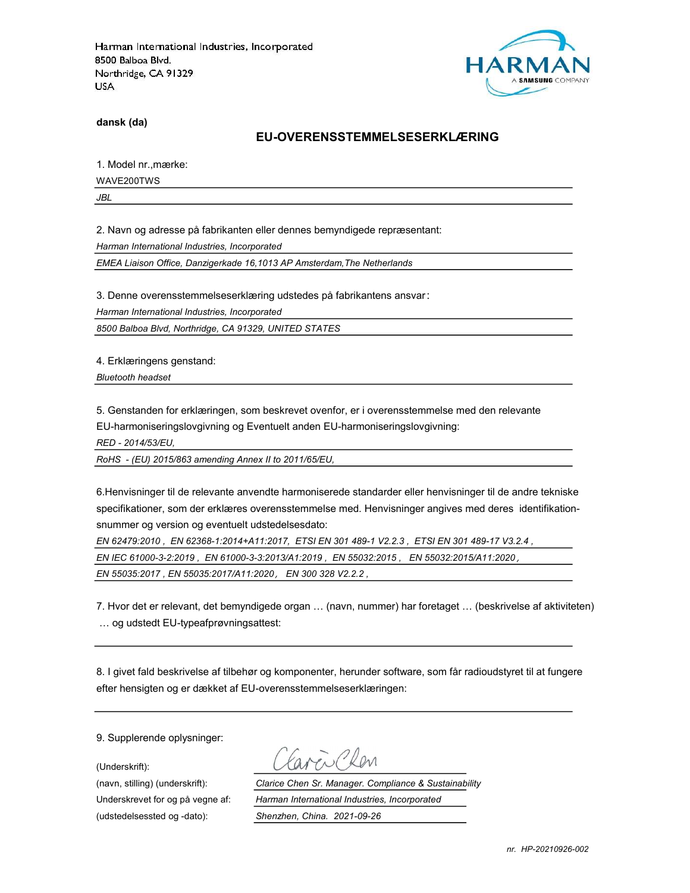Harman International Industries, Incorporated
8500 Balboa Blvd.
Northridge, CA 91329
USA

HARMAN
A SAMSUNG COMPANY

**dansk (da)**

## EU-OVERENSSTEMMELSESERKLÆRING

1. Model nr.,mærke:

WAVE200TWS

*JBL*

2. Navn og adresse på fabrikanten eller dennes bemyndigede repræsentant:

*Harman International Industries, Incorporated*

*EMEA Liaison Office, Danzigerkade 16,1013 AP Amsterdam,The Netherlands*

3. Denne overensstemmelseserklæring udstedes på fabrikantens ansvar:

*Harman International Industries, Incorporated*

*8500 Balboa Blvd, Northridge, CA 91329, UNITED STATES*

4. Erklæringens genstand:

*Bluetooth headset*

5. Genstanden for erklæringen, som beskrevet ovenfor, er i overensstemmelse med den relevante EU-harmoniseringslovgivning og Eventuelt anden EU-harmoniseringslovgivning:

*RED - 2014/53/EU,*

*RoHS - (EU) 2015/863 amending Annex II to 2011/65/EU,*

6.Henvisninger til de relevante anvendte harmoniserede standarder eller henvisninger til de andre tekniske specifikationer, som der erklæres overensstemmelse med. Henvisninger angives med deres identifikation-snummer og version og eventuelt udstedelsesdato:

*EN 62479:2010 , EN 62368-1:2014+A11:2017, ETSI EN 301 489-1 V2.2.3 , ETSI EN 301 489-17 V3.2.4 ,*

*EN IEC 61000-3-2:2019 , EN 61000-3-3:2013/A1:2019 , EN 55032:2015 , EN 55032:2015/A11:2020 ,*

*EN 55035:2017 , EN 55035:2017/A11:2020 , EN 300 328 V2.2.2 ,*

7. Hvor det er relevant, det bemyndigede organ … (navn, nummer) har foretaget … (beskrivelse af aktiviteten) … og udstedt EU-typeafprøvningsattest:

8. I givet fald beskrivelse af tilbehør og komponenter, herunder software, som får radioudstyret til at fungere efter hensigten og er dækket af EU-overensstemmelseserklæringen:

9. Supplerende oplysninger:

(Underskrift): Clarice Chen

(navn, stilling) (underskrift): *Clarice Chen Sr. Manager. Compliance & Sustainability*

Underskrevet for og på vegne af: *Harman International Industries, Incorporated*

(udstedelsessted og -dato): *Shenzhen, China. 2021-09-26*

*nr. HP-20210926-002*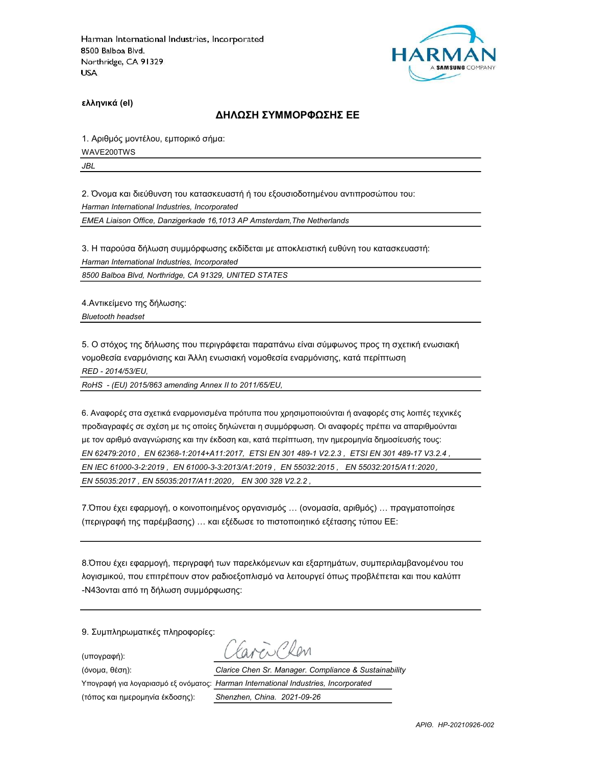Harman International Industries, Incorporated
8500 Balboa Blvd.
Northridge, CA 91329
USA

HARMAN
A SAMSUNG COMPANY

**ελληνικά (el)**

## ΔΗΛΩΣΗ ΣΥΜΜΟΡΦΩΣΗΣ ΕΕ

1. Αριθμός μοντέλου, εμπορικό σήμα:

WAVE200TWS

*JBL*

2. Όνομα και διεύθυνση του κατασκευαστή ή του εξουσιοδοτημένου αντιπροσώπου του:

*Harman International Industries, Incorporated*

*EMEA Liaison Office, Danzigerkade 16,1013 AP Amsterdam,The Netherlands*

3. Η παρούσα δήλωση συμμόρφωσης εκδίδεται με αποκλειστική ευθύνη του κατασκευαστή:

*Harman International Industries, Incorporated*

*8500 Balboa Blvd, Northridge, CA 91329, UNITED STATES*

4.Αντικείμενο της δήλωσης:

*Bluetooth headset*

5. Ο στόχος της δήλωσης που περιγράφεται παραπάνω είναι σύμφωνος προς τη σχετική ενωσιακή νομοθεσία εναρμόνισης και Άλλη ενωσιακή νομοθεσία εναρμόνισης, κατά περίπτωση

*RED - 2014/53/EU,*

*RoHS - (EU) 2015/863 amending Annex II to 2011/65/EU,*

6. Αναφορές στα σχετικά εναρμονισμένα πρότυπα που χρησιμοποιούνται ή αναφορές στις λοιπές τεχνικές προδιαγραφές σε σχέση με τις οποίες δηλώνεται η συμμόρφωση. Οι αναφορές πρέπει να απαριθμούνται με τον αριθμό αναγνώρισης και την έκδοση και, κατά περίπτωση, την ημερομηνία δημοσίευσής τους:

*EN 62479:2010 , EN 62368-1:2014+A11:2017, ETSI EN 301 489-1 V2.2.3 , ETSI EN 301 489-17 V3.2.4 ,*

*EN IEC 61000-3-2:2019 , EN 61000-3-3:2013/A1:2019 , EN 55032:2015 , EN 55032:2015/A11:2020 ,*

*EN 55035:2017 , EN 55035:2017/A11:2020 , EN 300 328 V2.2.2 ,*

7.Όπου έχει εφαρμογή, ο κοινοποιημένος οργανισμός … (ονομασία, αριθμός) … πραγματοποίησε (περιγραφή της παρέμβασης) … και εξέδωσε το πιστοποιητικό εξέτασης τύπου ΕΕ:

8.Όπου έχει εφαρμογή, περιγραφή των παρελκόμενων και εξαρτημάτων, συμπεριλαμβανομένου του λογισμικού, που επιτρέπουν στον ραδιοεξοπλισμό να λειτουργεί όπως προβλέπεται και που καλύπτ -N43ονται από τη δήλωση συμμόρφωσης:

9. Συμπληρωματικές πληροφορίες:

(υπογραφή): Clarice Chen

(όνομα, θέση): *Clarice Chen Sr. Manager. Compliance & Sustainability*

Υπογραφή για λογαριασμό εξ ονόματος: *Harman International Industries, Incorporated*

(τόπος και ημερομηνία έκδοσης): *Shenzhen, China. 2021-09-26*

*ΑΡΙΘ. HP-20210926-002*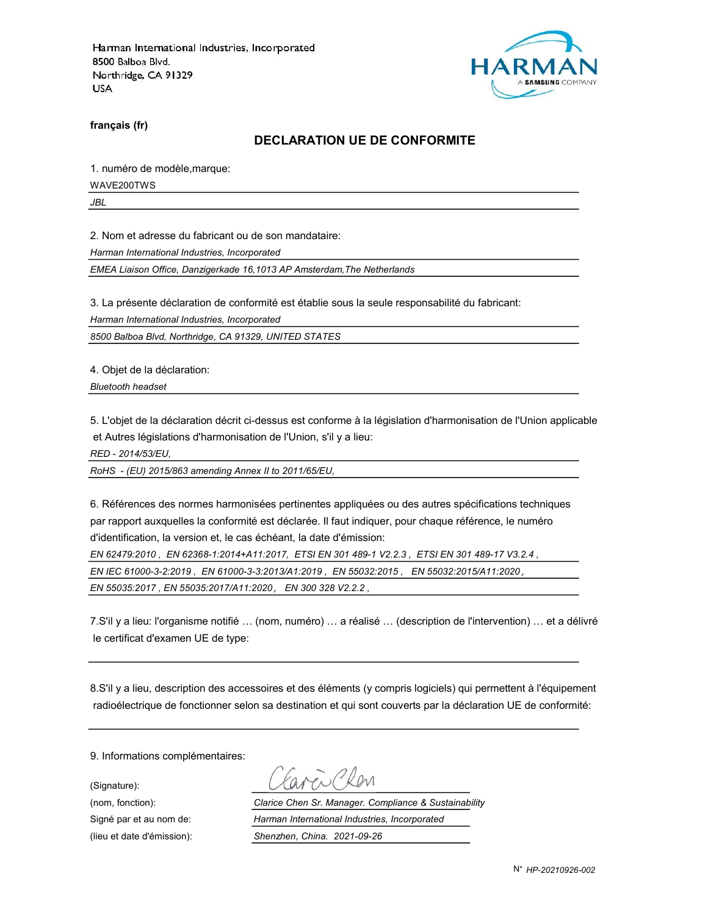Harman International Industries, Incorporated
8500 Balboa Blvd.
Northridge, CA 91329
USA

HARMAN
A SAMSUNG COMPANY

**français (fr)**

## DECLARATION UE DE CONFORMITE

1. numéro de modèle,marque:

WAVE200TWS

*JBL*

2. Nom et adresse du fabricant ou de son mandataire:

*Harman International Industries, Incorporated*

*EMEA Liaison Office, Danzigerkade 16,1013 AP Amsterdam,The Netherlands*

3. La présente déclaration de conformité est établie sous la seule responsabilité du fabricant:

*Harman International Industries, Incorporated*

*8500 Balboa Blvd, Northridge, CA 91329, UNITED STATES*

4. Objet de la déclaration:

*Bluetooth headset*

5. L'objet de la déclaration décrit ci-dessus est conforme à la législation d'harmonisation de l'Union applicable et Autres législations d'harmonisation de l'Union, s'il y a lieu:

*RED - 2014/53/EU,*

*RoHS - (EU) 2015/863 amending Annex II to 2011/65/EU,*

6. Références des normes harmonisées pertinentes appliquées ou des autres spécifications techniques par rapport auxquelles la conformité est déclarée. Il faut indiquer, pour chaque référence, le numéro d'identification, la version et, le cas échéant, la date d'émission:

*EN 62479:2010 , EN 62368-1:2014+A11:2017, ETSI EN 301 489-1 V2.2.3 , ETSI EN 301 489-17 V3.2.4 ,*

*EN IEC 61000-3-2:2019 , EN 61000-3-3:2013/A1:2019 , EN 55032:2015 , EN 55032:2015/A11:2020 ,*

*EN 55035:2017 , EN 55035:2017/A11:2020 , EN 300 328 V2.2.2 ,*

7.S'il y a lieu: l'organisme notifié … (nom, numéro) … a réalisé … (description de l'intervention) … et a délivré le certificat d'examen UE de type:

8.S'il y a lieu, description des accessoires et des éléments (y compris logiciels) qui permettent à l'équipement radioélectrique de fonctionner selon sa destination et qui sont couverts par la déclaration UE de conformité:

9. Informations complémentaires:

(Signature): Clarice Chen

(nom, fonction): *Clarice Chen Sr. Manager. Compliance & Sustainability*

Signé par et au nom de: *Harman International Industries, Incorporated*

(lieu et date d'émission): *Shenzhen, China. 2021-09-26*

N° *HP-20210926-002*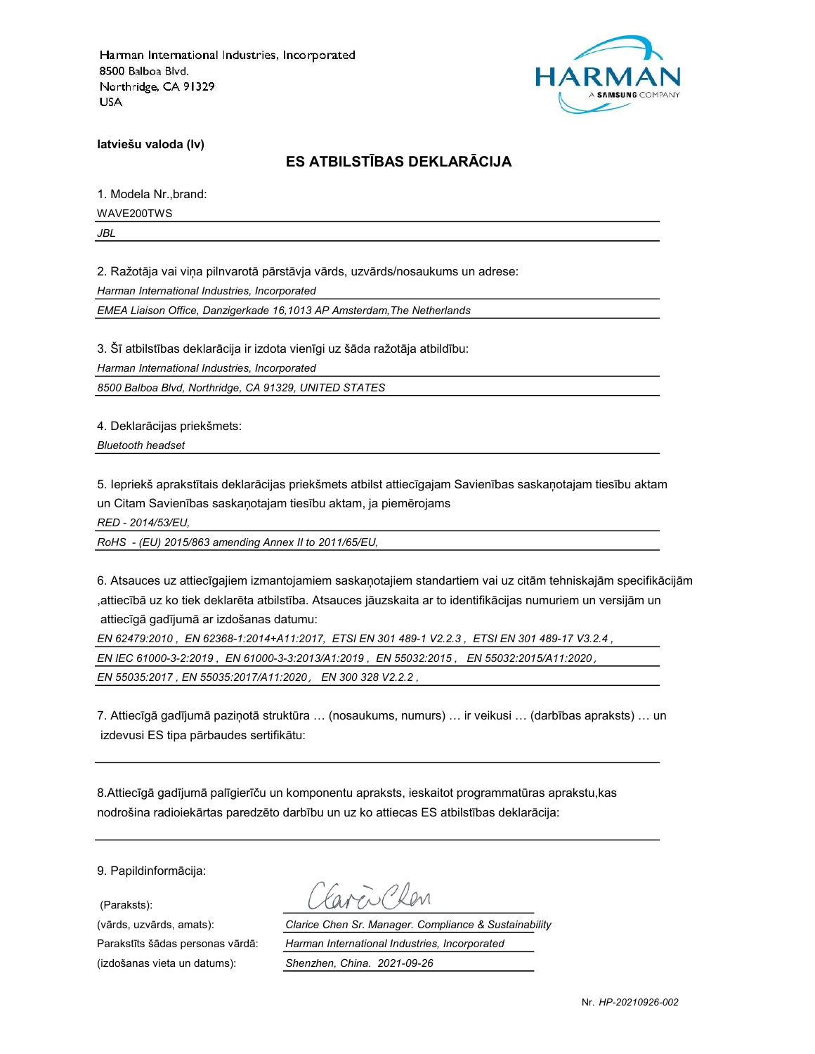Harman International Industries, Incorporated
8500 Balboa Blvd.
Northridge, CA 91329
USA

**latviešu valoda (lv)**

## ES ATBILSTĪBAS DEKLARĀCIJA

1. Modela Nr.,brand:

WAVE200TWS

*JBL*

2. Ražotāja vai viņa pilnvarotā pārstāvja vārds, uzvārds/nosaukums un adrese:

*Harman International Industries, Incorporated*

*EMEA Liaison Office, Danzigerkade 16,1013 AP Amsterdam,The Netherlands*

3. Šī atbilstības deklarācija ir izdota vienīgi uz šāda ražotāja atbildību:

*Harman International Industries, Incorporated*

*8500 Balboa Blvd, Northridge, CA 91329, UNITED STATES*

4. Deklarācijas priekšmets:

*Bluetooth headset*

5. Iepriekš aprakstītais deklarācijas priekšmets atbilst attiecīgajam Savienības saskaņotajam tiesību aktam un Citam Savienības saskaņotajam tiesību aktam, ja piemērojams

*RED - 2014/53/EU,*

*RoHS - (EU) 2015/863 amending Annex II to 2011/65/EU,*

6. Atsauces uz attiecīgajiem izmantojamiem saskaņotajiem standartiem vai uz citām tehniskajām specifikācijām ,attiecībā uz ko tiek deklarēta atbilstība. Atsauces jāuzskaita ar to identifikācijas numuriem un versijām un attiecīgā gadījumā ar izdošanas datumu:

*EN 62479:2010 , EN 62368-1:2014+A11:2017, ETSI EN 301 489-1 V2.2.3 , ETSI EN 301 489-17 V3.2.4 ,*

*EN IEC 61000-3-2:2019 , EN 61000-3-3:2013/A1:2019 , EN 55032:2015 , EN 55032:2015/A11:2020 ,*

*EN 55035:2017 , EN 55035:2017/A11:2020 , EN 300 328 V2.2.2 ,*

7. Attiecīgā gadījumā paziņotā struktūra … (nosaukums, numurs) … ir veikusi … (darbības apraksts) … un izdevusi ES tipa pārbaudes sertifikātu:

8.Attiecīgā gadījumā palīgierīču un komponentu apraksts, ieskaitot programmatūras aprakstu,kas nodrošina radioiekārtas paredzēto darbību un uz ko attiecas ES atbilstības deklarācija:

9. Papildinformācija:

(Paraksts):

(vārds, uzvārds, amats): *Clarice Chen Sr. Manager. Compliance & Sustainability*

Parakstīts šādas personas vārdā: *Harman International Industries, Incorporated*

(izdošanas vieta un datums): *Shenzhen, China. 2021-09-26*

Nr. *HP-20210926-002*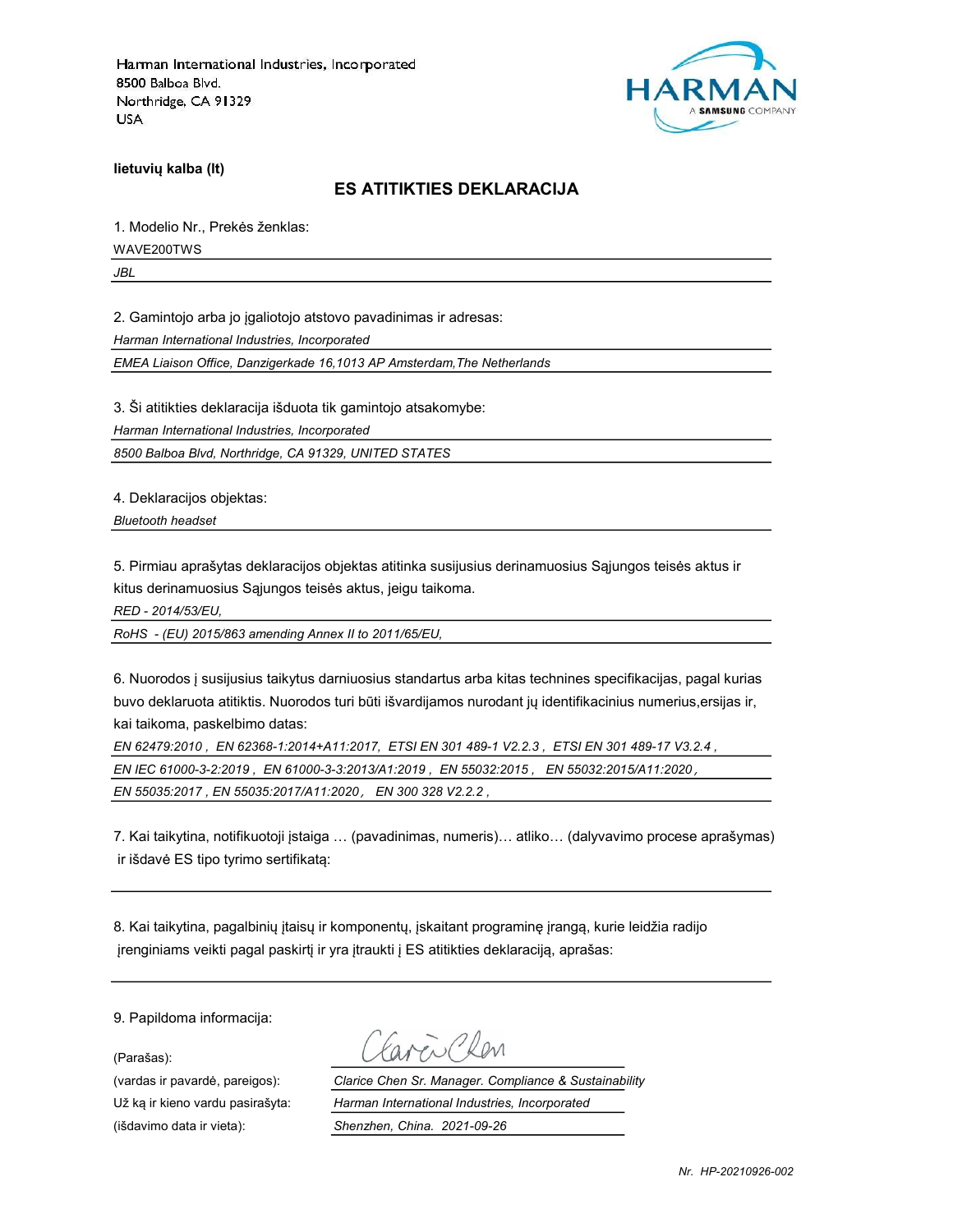Harman International Industries, Incorporated
8500 Balboa Blvd.
Northridge, CA 91329
USA

**lietuvių kalba (lt)**

## ES ATITIKTIES DEKLARACIJA

1. Modelio Nr., Prekės ženklas:

WAVE200TWS

*JBL*

2. Gamintojo arba jo įgaliotojo atstovo pavadinimas ir adresas:

*Harman International Industries, Incorporated*

*EMEA Liaison Office, Danzigerkade 16,1013 AP Amsterdam,The Netherlands*

3. Ši atitikties deklaracija išduota tik gamintojo atsakomybe:

*Harman International Industries, Incorporated*

*8500 Balboa Blvd, Northridge, CA 91329, UNITED STATES*

4. Deklaracijos objektas:

*Bluetooth headset*

5. Pirmiau aprašytas deklaracijos objektas atitinka susijusius derinamuosius Sąjungos teisės aktus ir kitus derinamuosius Sąjungos teisės aktus, jeigu taikoma.

*RED - 2014/53/EU,*

*RoHS - (EU) 2015/863 amending Annex II to 2011/65/EU,*

6. Nuorodos į susijusius taikytus darniuosius standartus arba kitas technines specifikacijas, pagal kurias buvo deklaruota atitiktis. Nuorodos turi būti išvardijamos nurodant jų identifikacinius numerius,ersijas ir, kai taikoma, paskelbimo datas:

*EN 62479:2010 , EN 62368-1:2014+A11:2017, ETSI EN 301 489-1 V2.2.3 , ETSI EN 301 489-17 V3.2.4 ,*

*EN IEC 61000-3-2:2019 , EN 61000-3-3:2013/A1:2019 , EN 55032:2015 , EN 55032:2015/A11:2020 ,*

*EN 55035:2017 , EN 55035:2017/A11:2020 , EN 300 328 V2.2.2 ,*

7. Kai taikytina, notifikuotoji įstaiga … (pavadinimas, numeris)… atliko… (dalyvavimo procese aprašymas) ir išdavė ES tipo tyrimo sertifikatą:

8. Kai taikytina, pagalbinių įtaisų ir komponentų, įskaitant programinę įrangą, kurie leidžia radijo įrenginiams veikti pagal paskirtį ir yra įtraukti į ES atitikties deklaraciją, aprašas:

9. Papildoma informacija:

(Parašas):

(vardas ir pavardė, pareigos): *Clarice Chen Sr. Manager. Compliance & Sustainability*

Už ką ir kieno vardu pasirašyta: *Harman International Industries, Incorporated*

(išdavimo data ir vieta): *Shenzhen, China. 2021-09-26*

*Nr. HP-20210926-002*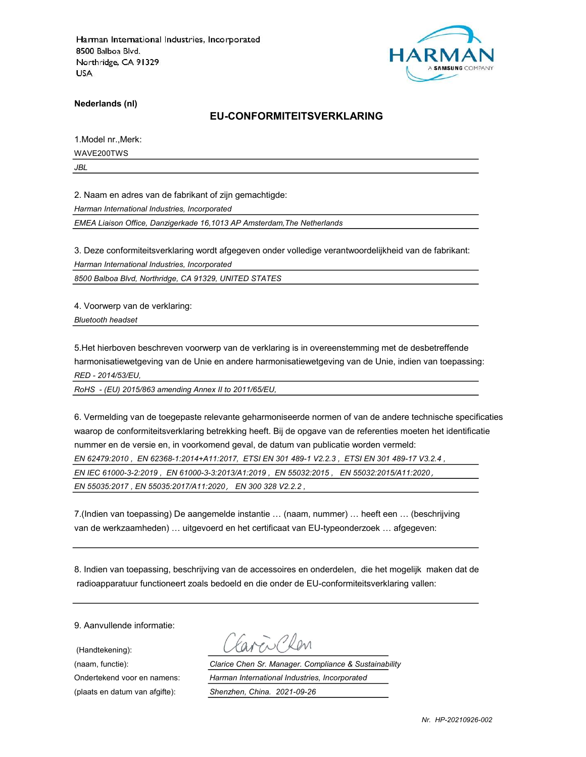Harman International Industries, Incorporated
8500 Balboa Blvd.
Northridge, CA 91329
USA

HARMAN
A SAMSUNG COMPANY

**Nederlands (nl)**

## EU-CONFORMITEITSVERKLARING

1.Model nr.,Merk:

WAVE200TWS

*JBL*

2. Naam en adres van de fabrikant of zijn gemachtigde:

*Harman International Industries, Incorporated*

*EMEA Liaison Office, Danzigerkade 16,1013 AP Amsterdam,The Netherlands*

3. Deze conformiteitsverklaring wordt afgegeven onder volledige verantwoordelijkheid van de fabrikant:

*Harman International Industries, Incorporated*

*8500 Balboa Blvd, Northridge, CA 91329, UNITED STATES*

4. Voorwerp van de verklaring:

*Bluetooth headset*

5.Het hierboven beschreven voorwerp van de verklaring is in overeenstemming met de desbetreffende harmonisatiewetgeving van de Unie en andere harmonisatiewetgeving van de Unie, indien van toepassing:

*RED - 2014/53/EU,*

*RoHS - (EU) 2015/863 amending Annex II to 2011/65/EU,*

6. Vermelding van de toegepaste relevante geharmoniseerde normen of van de andere technische specificaties waarop de conformiteitsverklaring betrekking heeft. Bij de opgave van de referenties moeten het identificatie nummer en de versie en, in voorkomend geval, de datum van publicatie worden vermeld:

*EN 62479:2010 , EN 62368-1:2014+A11:2017, ETSI EN 301 489-1 V2.2.3 , ETSI EN 301 489-17 V3.2.4 ,*

*EN IEC 61000-3-2:2019 , EN 61000-3-3:2013/A1:2019 , EN 55032:2015 , EN 55032:2015/A11:2020 ,*

*EN 55035:2017 , EN 55035:2017/A11:2020 , EN 300 328 V2.2.2 ,*

7.(Indien van toepassing) De aangemelde instantie … (naam, nummer) … heeft een … (beschrijving van de werkzaamheden) … uitgevoerd en het certificaat van EU-typeonderzoek … afgegeven:

8. Indien van toepassing, beschrijving van de accessoires en onderdelen, die het mogelijk maken dat de radioapparatuur functioneert zoals bedoeld en die onder de EU-conformiteitsverklaring vallen:

9. Aanvullende informatie:

(Handtekening):

(naam, functie): *Clarice Chen Sr. Manager. Compliance & Sustainability*

Ondertekend voor en namens: *Harman International Industries, Incorporated*

(plaats en datum van afgifte): *Shenzhen, China. 2021-09-26*

*Nr. HP-20210926-002*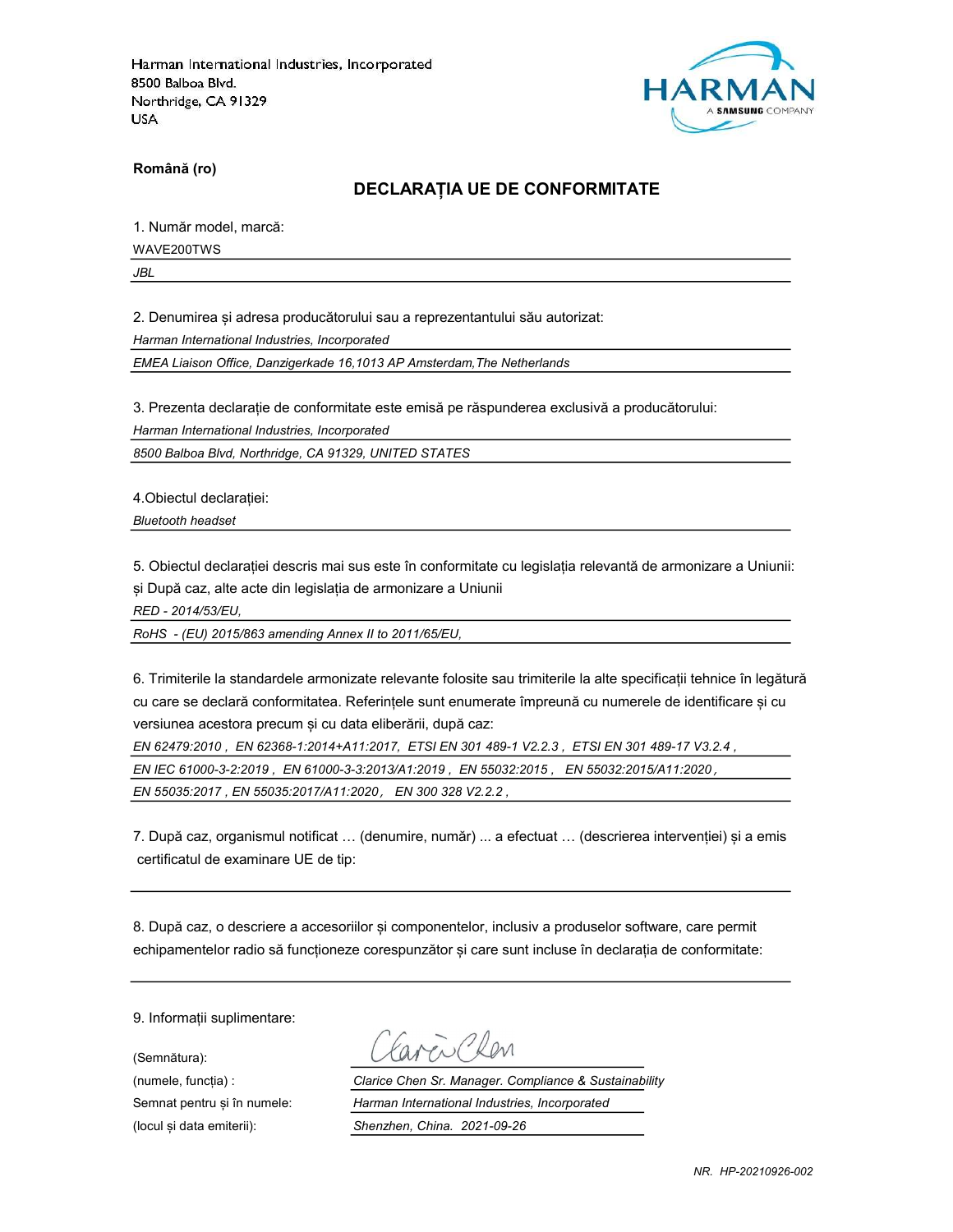Harman International Industries, Incorporated
8500 Balboa Blvd.
Northridge, CA 91329
USA

**Română (ro)**

## DECLARAȚIA UE DE CONFORMITATE

1. Număr model, marcă:

WAVE200TWS

*JBL*

2. Denumirea și adresa producătorului sau a reprezentantului său autorizat:

*Harman International Industries, Incorporated*

*EMEA Liaison Office, Danzigerkade 16,1013 AP Amsterdam,The Netherlands*

3. Prezenta declarație de conformitate este emisă pe răspunderea exclusivă a producătorului:

*Harman International Industries, Incorporated*

*8500 Balboa Blvd, Northridge, CA 91329, UNITED STATES*

4.Obiectul declarației:

*Bluetooth headset*

5. Obiectul declarației descris mai sus este în conformitate cu legislația relevantă de armonizare a Uniunii: și După caz, alte acte din legislația de armonizare a Uniunii

*RED - 2014/53/EU,*

*RoHS - (EU) 2015/863 amending Annex II to 2011/65/EU,*

6. Trimiterile la standardele armonizate relevante folosite sau trimiterile la alte specificații tehnice în legătură cu care se declară conformitatea. Referințele sunt enumerate împreună cu numerele de identificare și cu versiunea acestora precum și cu data eliberării, după caz:

*EN 62479:2010 , EN 62368-1:2014+A11:2017, ETSI EN 301 489-1 V2.2.3 , ETSI EN 301 489-17 V3.2.4 ,*

*EN IEC 61000-3-2:2019 , EN 61000-3-3:2013/A1:2019 , EN 55032:2015 , EN 55032:2015/A11:2020 ,*

*EN 55035:2017 , EN 55035:2017/A11:2020 , EN 300 328 V2.2.2 ,*

7. După caz, organismul notificat … (denumire, număr) ... a efectuat … (descrierea intervenției) și a emis certificatul de examinare UE de tip:

8. După caz, o descriere a accesoriilor și componentelor, inclusiv a produselor software, care permit echipamentelor radio să funcționeze corespunzător și care sunt incluse în declarația de conformitate:

9. Informații suplimentare:

(Semnătura): Clarice Chen

(numele, funcția) : *Clarice Chen Sr. Manager. Compliance & Sustainability*

Semnat pentru și în numele: *Harman International Industries, Incorporated*

(locul și data emiterii): *Shenzhen, China. 2021-09-26*

*NR. HP-20210926-002*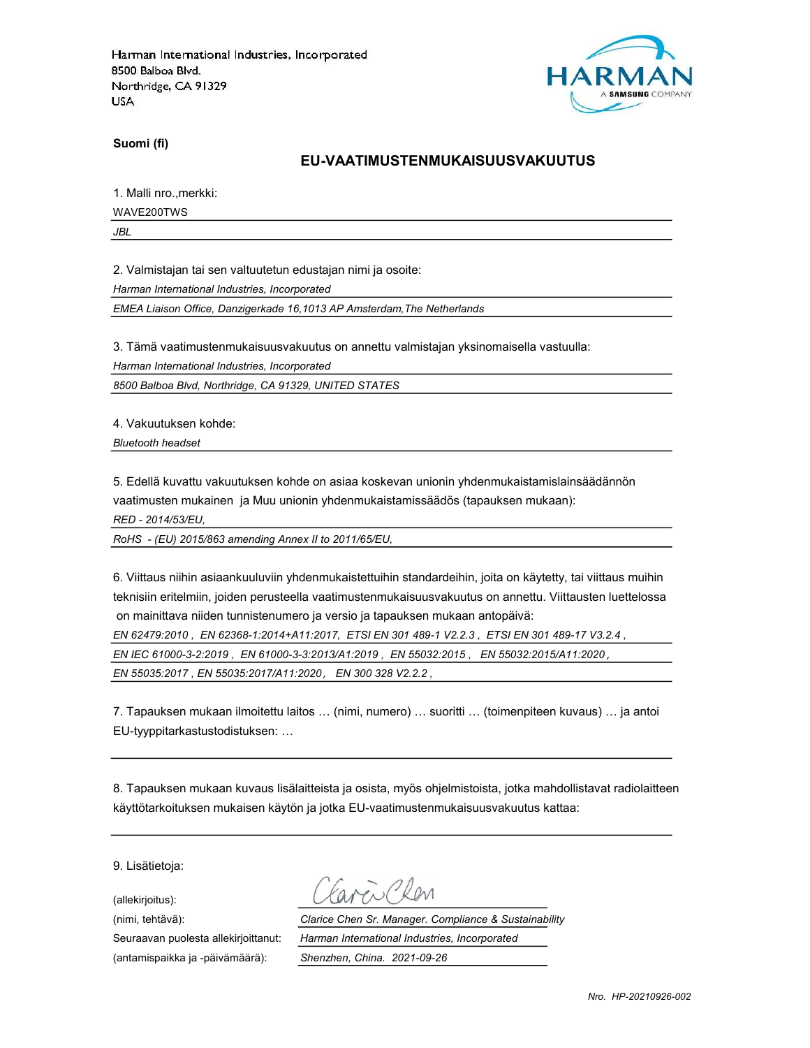Harman International Industries, Incorporated
8500 Balboa Blvd.
Northridge, CA 91329
USA

HARMAN
A SAMSUNG COMPANY

**Suomi (fi)**

## EU-VAATIMUSTENMUKAISUUSVAKUUTUS

1. Malli nro.,merkki:

WAVE200TWS

*JBL*

2. Valmistajan tai sen valtuutetun edustajan nimi ja osoite:

*Harman International Industries, Incorporated*

*EMEA Liaison Office, Danzigerkade 16,1013 AP Amsterdam,The Netherlands*

3. Tämä vaatimustenmukaisuusvakuutus on annettu valmistajan yksinomaisella vastuulla:

*Harman International Industries, Incorporated*

*8500 Balboa Blvd, Northridge, CA 91329, UNITED STATES*

4. Vakuutuksen kohde:

*Bluetooth headset*

5. Edellä kuvattu vakuutuksen kohde on asiaa koskevan unionin yhdenmukaistamislainsäädännön vaatimusten mukainen ja Muu unionin yhdenmukaistamissäädös (tapauksen mukaan):

*RED - 2014/53/EU,*

*RoHS - (EU) 2015/863 amending Annex II to 2011/65/EU,*

6. Viittaus niihin asiaankuuluviin yhdenmukaistettuihin standardeihin, joita on käytetty, tai viittaus muihin teknisiin eritelmiin, joiden perusteella vaatimustenmukaisuusvakuutus on annettu. Viittausten luettelossa on mainittava niiden tunnistenumero ja versio ja tapauksen mukaan antopäivä:

*EN 62479:2010 , EN 62368-1:2014+A11:2017, ETSI EN 301 489-1 V2.2.3 , ETSI EN 301 489-17 V3.2.4 ,*

*EN IEC 61000-3-2:2019 , EN 61000-3-3:2013/A1:2019 , EN 55032:2015 , EN 55032:2015/A11:2020 ,*

*EN 55035:2017 , EN 55035:2017/A11:2020 , EN 300 328 V2.2.2 ,*

7. Tapauksen mukaan ilmoitettu laitos … (nimi, numero) … suoritti … (toimenpiteen kuvaus) … ja antoi EU-tyyppitarkastustodistuksen: …

8. Tapauksen mukaan kuvaus lisälaitteista ja osista, myös ohjelmistoista, jotka mahdollistavat radiolaitteen käyttötarkoituksen mukaisen käytön ja jotka EU-vaatimustenmukaisuusvakuutus kattaa:

9. Lisätietoja:

(allekirjoitus): Clarice Chen

(nimi, tehtävä): *Clarice Chen Sr. Manager. Compliance & Sustainability*

Seuraavan puolesta allekirjoittanut: *Harman International Industries, Incorporated*

(antamispaikka ja -päivämäärä): *Shenzhen, China. 2021-09-26*

*Nro. HP-20210926-002*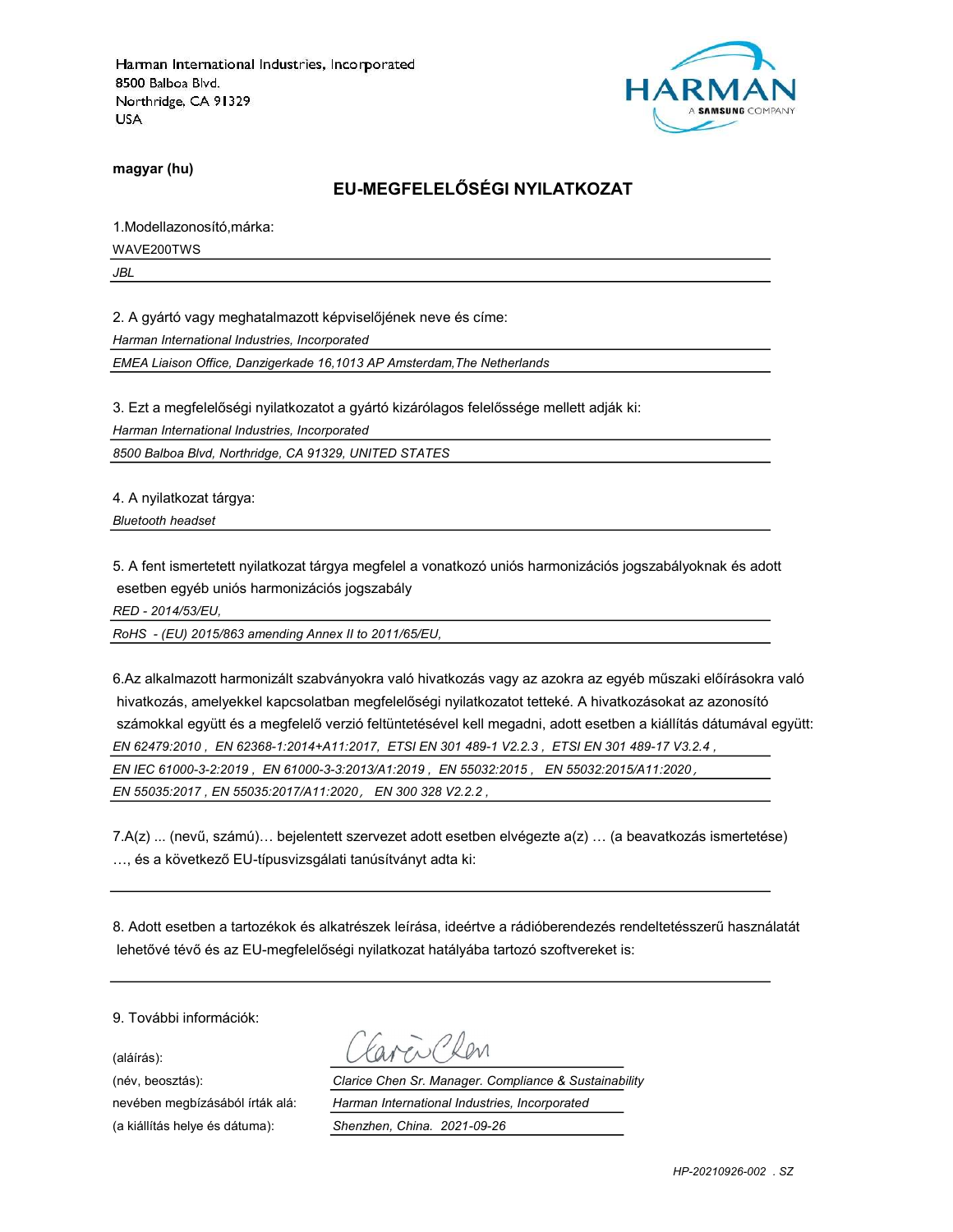Harman International Industries, Incorporated
8500 Balboa Blvd.
Northridge, CA 91329
USA

HARMAN
A SAMSUNG COMPANY

**magyar (hu)**

## EU-MEGFELELŐSÉGI NYILATKOZAT

1.Modellazonosító,márka:

WAVE200TWS

*JBL*

2. A gyártó vagy meghatalmazott képviselőjének neve és címe:

*Harman International Industries, Incorporated*

*EMEA Liaison Office, Danzigerkade 16,1013 AP Amsterdam,The Netherlands*

3. Ezt a megfelelőségi nyilatkozatot a gyártó kizárólagos felelőssége mellett adják ki:

*Harman International Industries, Incorporated*

*8500 Balboa Blvd, Northridge, CA 91329, UNITED STATES*

4. A nyilatkozat tárgya:

*Bluetooth headset*

5. A fent ismertetett nyilatkozat tárgya megfelel a vonatkozó uniós harmonizációs jogszabályoknak és adott esetben egyéb uniós harmonizációs jogszabály

*RED - 2014/53/EU,*

*RoHS - (EU) 2015/863 amending Annex II to 2011/65/EU,*

6.Az alkalmazott harmonizált szabványokra való hivatkozás vagy az azokra az egyéb műszaki előírásokra való hivatkozás, amelyekkel kapcsolatban megfelelőségi nyilatkozatot tetteké. A hivatkozásokat az azonosító számokkal együtt és a megfelelő verzió feltüntetésével kell megadni, adott esetben a kiállítás dátumával együtt:

*EN 62479:2010 , EN 62368-1:2014+A11:2017, ETSI EN 301 489-1 V2.2.3 , ETSI EN 301 489-17 V3.2.4 ,*

*EN IEC 61000-3-2:2019 , EN 61000-3-3:2013/A1:2019 , EN 55032:2015 , EN 55032:2015/A11:2020 ,*

*EN 55035:2017 , EN 55035:2017/A11:2020 , EN 300 328 V2.2.2 ,*

7.A(z) ... (nevű, számú)… bejelentett szervezet adott esetben elvégezte a(z) … (a beavatkozás ismertetése) …, és a következő EU-típusvizsgálati tanúsítványt adta ki:

8. Adott esetben a tartozékok és alkatrészek leírása, ideértve a rádióberendezés rendeltetésszerű használatát lehetővé tévő és az EU-megfelelőségi nyilatkozat hatályába tartozó szoftvereket is:

9. További információk:

(aláírás):

(név, beosztás): *Clarice Chen Sr. Manager. Compliance & Sustainability*

nevében megbízásából írták alá: *Harman International Industries, Incorporated*

(a kiállítás helye és dátuma): *Shenzhen, China. 2021-09-26*

*HP-20210926-002 . SZ*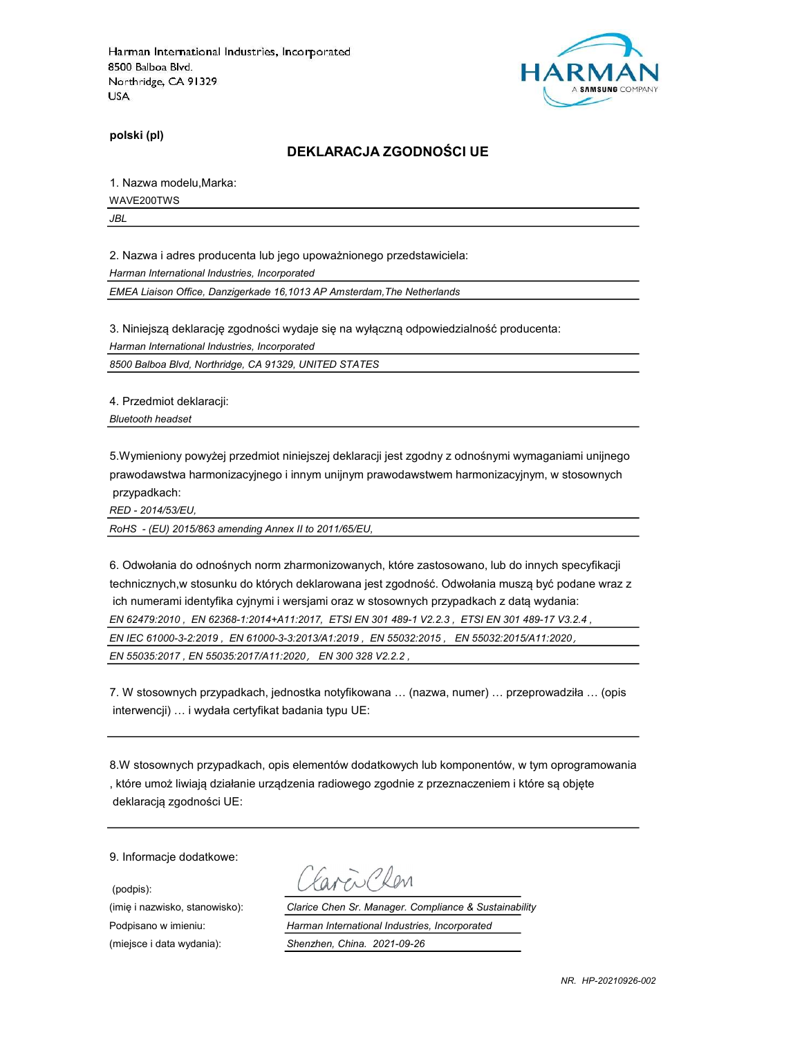Harman International Industries, Incorporated
8500 Balboa Blvd.
Northridge, CA 91329
USA

HARMAN
A SAMSUNG COMPANY

**polski (pl)**

## DEKLARACJA ZGODNOŚCI UE

1. Nazwa modelu,Marka:

WAVE200TWS

*JBL*

2. Nazwa i adres producenta lub jego upoważnionego przedstawiciela:

*Harman International Industries, Incorporated*

*EMEA Liaison Office, Danzigerkade 16,1013 AP Amsterdam,The Netherlands*

3. Niniejszą deklarację zgodności wydaje się na wyłączną odpowiedzialność producenta:

*Harman International Industries, Incorporated*

*8500 Balboa Blvd, Northridge, CA 91329, UNITED STATES*

4. Przedmiot deklaracji:

*Bluetooth headset*

5.Wymieniony powyżej przedmiot niniejszej deklaracji jest zgodny z odnośnymi wymaganiami unijnego prawodawstwa harmonizacyjnego i innym unijnym prawodawstwem harmonizacyjnym, w stosownych przypadkach:

*RED - 2014/53/EU,*

*RoHS - (EU) 2015/863 amending Annex II to 2011/65/EU,*

6. Odwołania do odnośnych norm zharmonizowanych, które zastosowano, lub do innych specyfikacji technicznych,w stosunku do których deklarowana jest zgodność. Odwołania muszą być podane wraz z ich numerami identyfika cyjnymi i wersjami oraz w stosownych przypadkach z datą wydania:

*EN 62479:2010 , EN 62368-1:2014+A11:2017, ETSI EN 301 489-1 V2.2.3 , ETSI EN 301 489-17 V3.2.4 ,*

*EN IEC 61000-3-2:2019 , EN 61000-3-3:2013/A1:2019 , EN 55032:2015 , EN 55032:2015/A11:2020 ,*

*EN 55035:2017 , EN 55035:2017/A11:2020 , EN 300 328 V2.2.2 ,*

7. W stosownych przypadkach, jednostka notyfikowana … (nazwa, numer) … przeprowadziła … (opis interwencji) … i wydała certyfikat badania typu UE:

8.W stosownych przypadkach, opis elementów dodatkowych lub komponentów, w tym oprogramowania , które umoż liwiają działanie urządzenia radiowego zgodnie z przeznaczeniem i które są objęte deklaracją zgodności UE:

9. Informacje dodatkowe:

(podpis): Clarice Chen

(imię i nazwisko, stanowisko): *Clarice Chen Sr. Manager. Compliance & Sustainability*

Podpisano w imieniu: *Harman International Industries, Incorporated*

(miejsce i data wydania): *Shenzhen, China. 2021-09-26*

*NR. HP-20210926-002*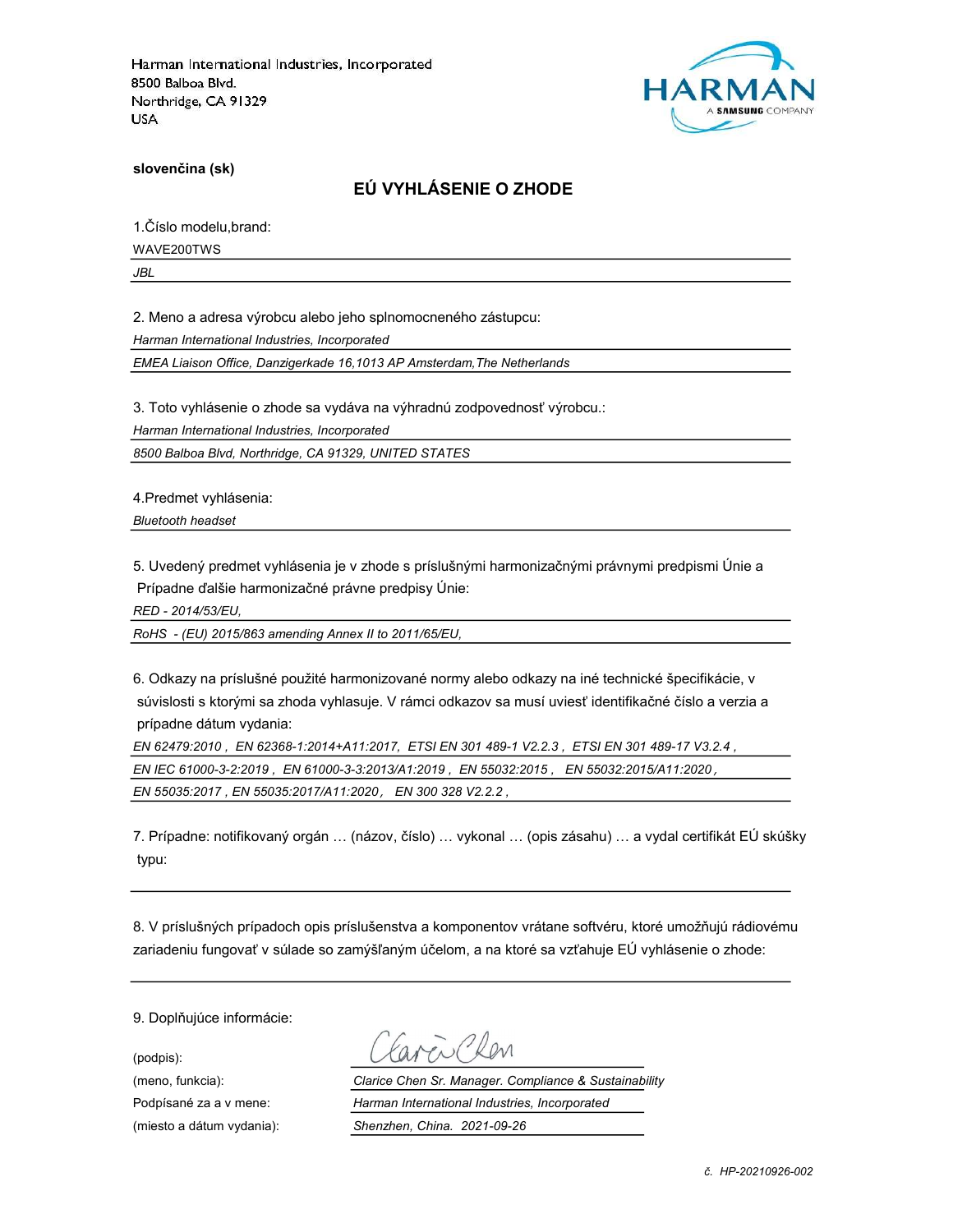Harman International Industries, Incorporated
8500 Balboa Blvd.
Northridge, CA 91329
USA

HARMAN
A SAMSUNG COMPANY

**slovenčina (sk)**

## EÚ VYHLÁSENIE O ZHODE

1.Číslo modelu,brand:

WAVE200TWS

*JBL*

2. Meno a adresa výrobcu alebo jeho splnomocneného zástupcu:

*Harman International Industries, Incorporated*

*EMEA Liaison Office, Danzigerkade 16,1013 AP Amsterdam,The Netherlands*

3. Toto vyhlásenie o zhode sa vydáva na výhradnú zodpovednosť výrobcu.:

*Harman International Industries, Incorporated*

*8500 Balboa Blvd, Northridge, CA 91329, UNITED STATES*

4.Predmet vyhlásenia:

*Bluetooth headset*

5. Uvedený predmet vyhlásenia je v zhode s príslušnými harmonizačnými právnymi predpismi Únie a Prípadne ďalšie harmonizačné právne predpisy Únie:

*RED - 2014/53/EU,*

*RoHS - (EU) 2015/863 amending Annex II to 2011/65/EU,*

6. Odkazy na príslušné použité harmonizované normy alebo odkazy na iné technické špecifikácie, v súvislosti s ktorými sa zhoda vyhlasuje. V rámci odkazov sa musí uviesť identifikačné číslo a verzia a prípadne dátum vydania:

*EN 62479:2010 , EN 62368-1:2014+A11:2017, ETSI EN 301 489-1 V2.2.3 , ETSI EN 301 489-17 V3.2.4 ,*

*EN IEC 61000-3-2:2019 , EN 61000-3-3:2013/A1:2019 , EN 55032:2015 , EN 55032:2015/A11:2020 ,*

*EN 55035:2017 , EN 55035:2017/A11:2020 , EN 300 328 V2.2.2 ,*

7. Prípadne: notifikovaný orgán … (názov, číslo) … vykonal … (opis zásahu) … a vydal certifikát EÚ skúšky typu:

8. V príslušných prípadoch opis príslušenstva a komponentov vrátane softvéru, ktoré umožňujú rádiovému zariadeniu fungovať v súlade so zamýšľaným účelom, a na ktoré sa vzťahuje EÚ vyhlásenie o zhode:

9. Doplňujúce informácie:

(podpis): Clarice Chen

(meno, funkcia): *Clarice Chen Sr. Manager. Compliance & Sustainability*

Podpísané za a v mene: *Harman International Industries, Incorporated*

(miesto a dátum vydania): *Shenzhen, China. 2021-09-26*

*č. HP-20210926-002*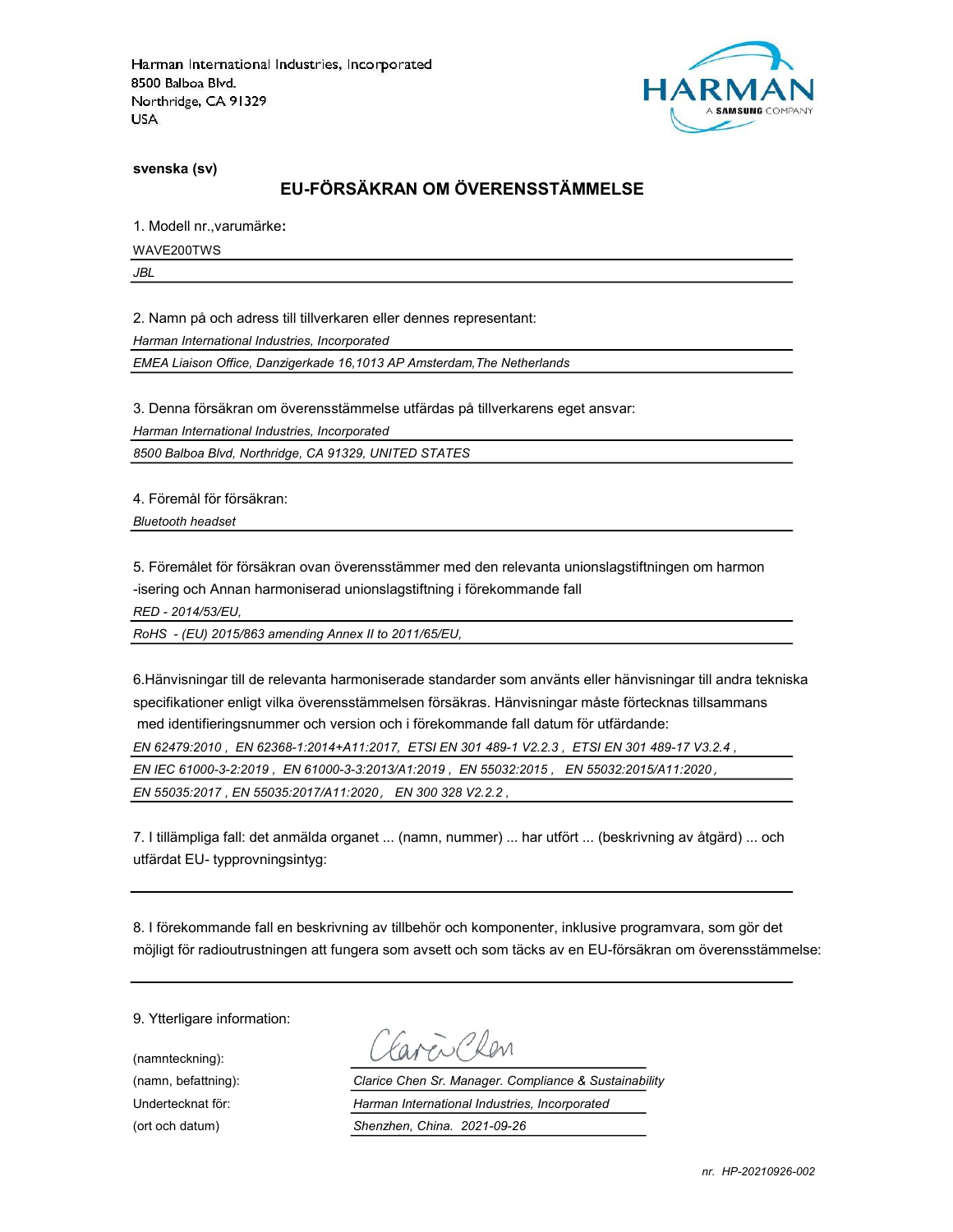Harman International Industries, Incorporated
8500 Balboa Blvd.
Northridge, CA 91329
USA

**svenska (sv)**

## EU-FÖRSÄKRAN OM ÖVERENSSTÄMMELSE

1. Modell nr.,varumärke**:**

WAVE200TWS

*JBL*

2. Namn på och adress till tillverkaren eller dennes representant:

*Harman International Industries, Incorporated*

*EMEA Liaison Office, Danzigerkade 16,1013 AP Amsterdam,The Netherlands*

3. Denna försäkran om överensstämmelse utfärdas på tillverkarens eget ansvar:

*Harman International Industries, Incorporated*

*8500 Balboa Blvd, Northridge, CA 91329, UNITED STATES*

4. Föremål för försäkran:

*Bluetooth headset*

5. Föremålet för försäkran ovan överensstämmer med den relevanta unionslagstiftningen om harmon -isering och Annan harmoniserad unionslagstiftning i förekommande fall

*RED - 2014/53/EU,*

*RoHS - (EU) 2015/863 amending Annex II to 2011/65/EU,*

6.Hänvisningar till de relevanta harmoniserade standarder som använts eller hänvisningar till andra tekniska specifikationer enligt vilka överensstämmelsen försäkras. Hänvisningar måste förtecknas tillsammans med identifieringsnummer och version och i förekommande fall datum för utfärdande:

*EN 62479:2010 , EN 62368-1:2014+A11:2017, ETSI EN 301 489-1 V2.2.3 , ETSI EN 301 489-17 V3.2.4 ,*

*EN IEC 61000-3-2:2019 , EN 61000-3-3:2013/A1:2019 , EN 55032:2015 , EN 55032:2015/A11:2020 ,*

*EN 55035:2017 , EN 55035:2017/A11:2020 , EN 300 328 V2.2.2 ,*

7. I tillämpliga fall: det anmälda organet ... (namn, nummer) ... har utfört ... (beskrivning av åtgärd) ... och utfärdat EU- typprovningsintyg:

8. I förekommande fall en beskrivning av tillbehör och komponenter, inklusive programvara, som gör det möjligt för radioutrustningen att fungera som avsett och som täcks av en EU-försäkran om överensstämmelse:

9. Ytterligare information:

(namnteckning): Clarice Chen

(namn, befattning): *Clarice Chen Sr. Manager. Compliance & Sustainability*

Undertecknat för: *Harman International Industries, Incorporated*

(ort och datum) *Shenzhen, China. 2021-09-26*

*nr. HP-20210926-002*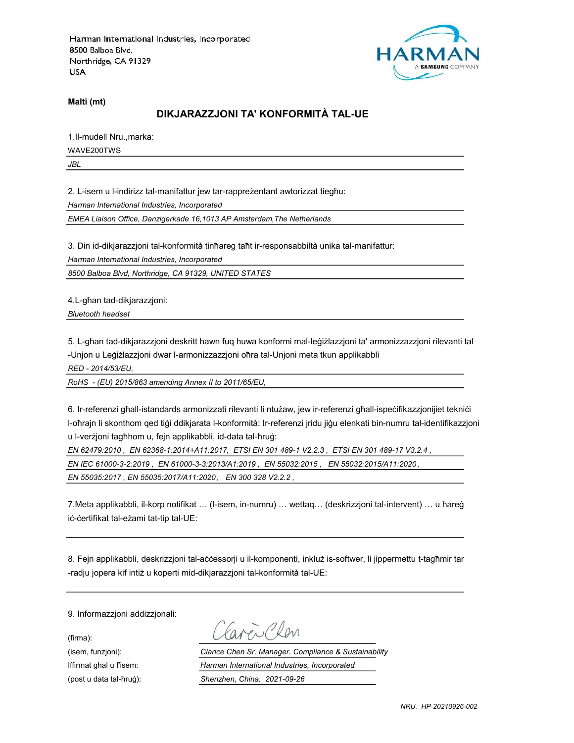Harman International Industries, Incorporated
8500 Balboa Blvd.
Northridge, CA 91329
USA

HARMAN
A SAMSUNG COMPANY

**Malti (mt)**

## DIKJARAZZJONI TA' KONFORMITÀ TAL-UE

1.Il-mudell Nru.,marka:

WAVE200TWS

*JBL*

2. L-isem u l-indirizz tal-manifattur jew tar-rappreżentant awtorizzat tiegħu:

*Harman International Industries, Incorporated*

*EMEA Liaison Office, Danzigerkade 16,1013 AP Amsterdam,The Netherlands*

3. Din id-dikjarazzjoni tal-konformità tinħareg taħt ir-responsabbiltà unika tal-manifattur:

*Harman International Industries, Incorporated*

*8500 Balboa Blvd, Northridge, CA 91329, UNITED STATES*

4.L-għan tad-dikjarazzjoni:

*Bluetooth headset*

5. L-għan tad-dikjarazzjoni deskritt hawn fuq huwa konformi mal-leġiżlazzjoni ta' armonizzazzjoni rilevanti tal -Unjon u Leġiżlazzjoni dwar l-armonizzazzjoni oħra tal-Unjoni meta tkun applikabbli

*RED - 2014/53/EU,*

*RoHS - (EU) 2015/863 amending Annex II to 2011/65/EU,*

6. Ir-referenzi għall-istandards armonizzati rilevanti li ntużaw, jew ir-referenzi għall-ispeċifikazzjonijiet tekniċi l-oħrajn li skonthom qed tiġi ddikjarata l-konformità: Ir-referenzi jridu jiġu elenkati bin-numru tal-identifikazzjoni u l-verżjoni tagħhom u, fejn applikabbli, id-data tal-ħruġ:

*EN 62479:2010 , EN 62368-1:2014+A11:2017, ETSI EN 301 489-1 V2.2.3 , ETSI EN 301 489-17 V3.2.4 ,*

*EN IEC 61000-3-2:2019 , EN 61000-3-3:2013/A1:2019 , EN 55032:2015 , EN 55032:2015/A11:2020 ,*

*EN 55035:2017 , EN 55035:2017/A11:2020 , EN 300 328 V2.2.2 ,*

7.Meta applikabbli, il-korp notifikat … (l-isem, in-numru) … wettaq… (deskrizzjoni tal-intervent) … u ħareġ iċ-ċertifikat tal-eżami tat-tip tal-UE:

8. Fejn applikabbli, deskrizzjoni tal-aċċessorji u il-komponenti, inkluż is-softwer, li jippermettu t-tagħmir tar -radju jopera kif intiż u koperti mid-dikjarazzjoni tal-konformità tal-UE:

9. Informazzjoni addizzjonali:

(firma): Clarice Chen

(isem, funzjoni): *Clarice Chen Sr. Manager. Compliance & Sustainability*

Iffirmat għal u f'isem: *Harman International Industries, Incorporated*

(post u data tal-ħruġ): *Shenzhen, China. 2021-09-26*

*NRU. HP-20210926-002*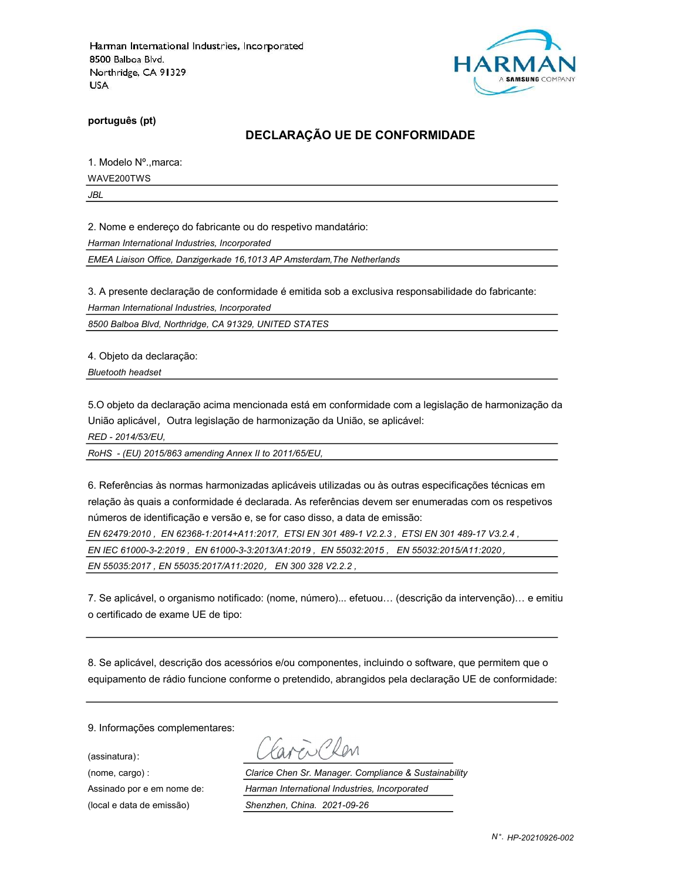Harman International Industries, Incorporated
8500 Balboa Blvd.
Northridge, CA 91329
USA

HARMAN
A SAMSUNG COMPANY

**português (pt)**

## DECLARAÇÃO UE DE CONFORMIDADE

1. Modelo Nº.,marca:

WAVE200TWS

*JBL*

2. Nome e endereço do fabricante ou do respetivo mandatário:

*Harman International Industries, Incorporated*

*EMEA Liaison Office, Danzigerkade 16,1013 AP Amsterdam,The Netherlands*

3. A presente declaração de conformidade é emitida sob a exclusiva responsabilidade do fabricante:

*Harman International Industries, Incorporated*

*8500 Balboa Blvd, Northridge, CA 91329, UNITED STATES*

4. Objeto da declaração:

*Bluetooth headset*

5.O objeto da declaração acima mencionada está em conformidade com a legislação de harmonização da União aplicável，Outra legislação de harmonização da União, se aplicável:

*RED - 2014/53/EU,*

*RoHS - (EU) 2015/863 amending Annex II to 2011/65/EU,*

6. Referências às normas harmonizadas aplicáveis utilizadas ou às outras especificações técnicas em relação às quais a conformidade é declarada. As referências devem ser enumeradas com os respetivos números de identificação e versão e, se for caso disso, a data de emissão:

*EN 62479:2010 , EN 62368-1:2014+A11:2017, ETSI EN 301 489-1 V2.2.3 , ETSI EN 301 489-17 V3.2.4 ,*

*EN IEC 61000-3-2:2019 , EN 61000-3-3:2013/A1:2019 , EN 55032:2015 , EN 55032:2015/A11:2020 ,*

*EN 55035:2017 , EN 55035:2017/A11:2020 , EN 300 328 V2.2.2 ,*

7. Se aplicável, o organismo notificado: (nome, número)... efetuou… (descrição da intervenção)… e emitiu o certificado de exame UE de tipo:

8. Se aplicável, descrição dos acessórios e/ou componentes, incluindo o software, que permitem que o equipamento de rádio funcione conforme o pretendido, abrangidos pela declaração UE de conformidade:

9. Informações complementares:

(assinatura):

(nome, cargo) : *Clarice Chen Sr. Manager. Compliance & Sustainability*

Assinado por e em nome de: *Harman International Industries, Incorporated*

(local e data de emissão) *Shenzhen, China. 2021-09-26*

*N°. HP-20210926-002*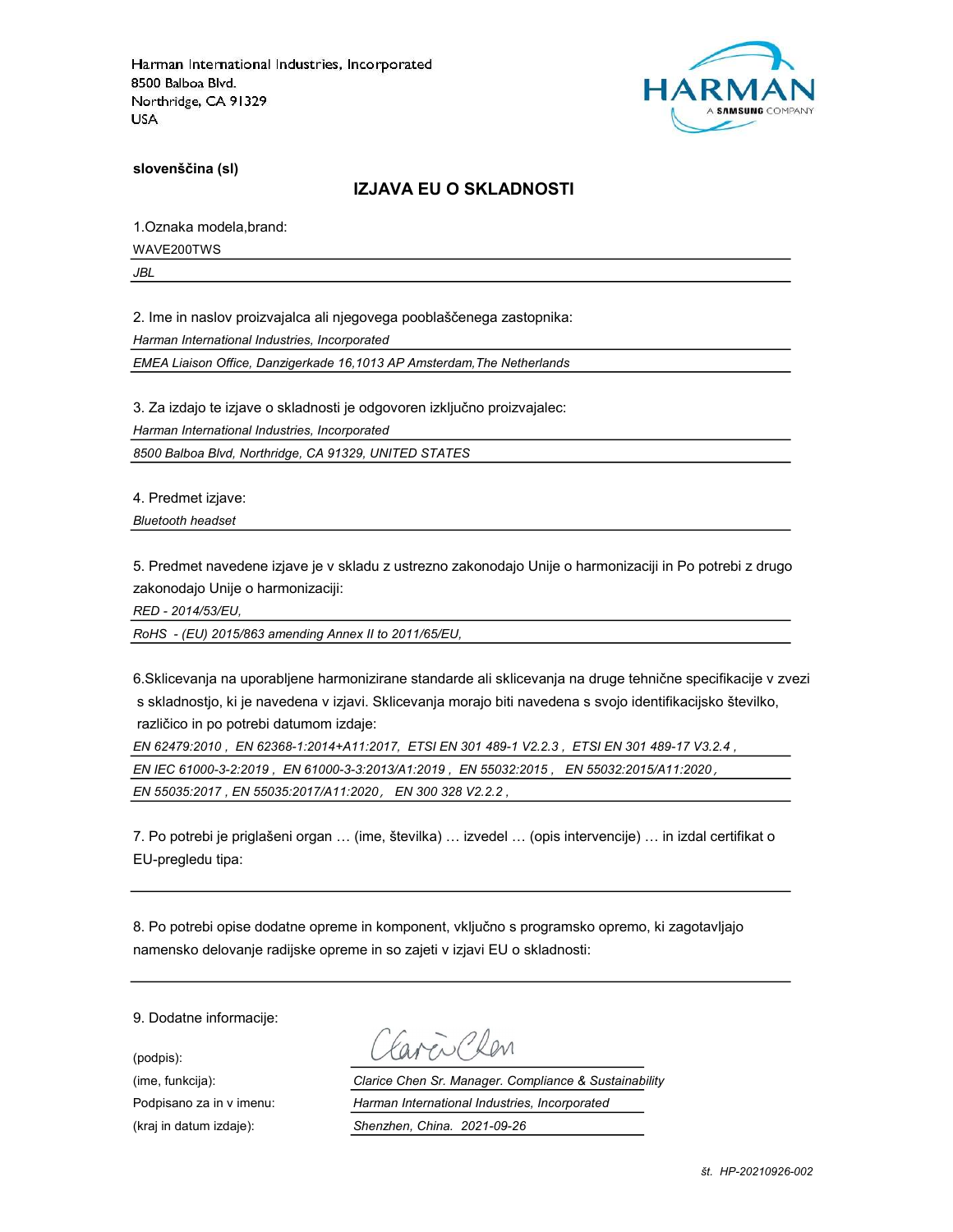Harman International Industries, Incorporated
8500 Balboa Blvd.
Northridge, CA 91329
USA

HARMAN
A SAMSUNG COMPANY

**slovenščina (sl)**

## IZJAVA EU O SKLADNOSTI

1.Oznaka modela,brand:

WAVE200TWS

*JBL*

2. Ime in naslov proizvajalca ali njegovega pooblaščenega zastopnika:

*Harman International Industries, Incorporated*

*EMEA Liaison Office, Danzigerkade 16,1013 AP Amsterdam,The Netherlands*

3. Za izdajo te izjave o skladnosti je odgovoren izključno proizvajalec:

*Harman International Industries, Incorporated*

*8500 Balboa Blvd, Northridge, CA 91329, UNITED STATES*

4. Predmet izjave:

*Bluetooth headset*

5. Predmet navedene izjave je v skladu z ustrezno zakonodajo Unije o harmonizaciji in Po potrebi z drugo zakonodajo Unije o harmonizaciji:

*RED - 2014/53/EU,*

*RoHS - (EU) 2015/863 amending Annex II to 2011/65/EU,*

6.Sklicevanja na uporabljene harmonizirane standarde ali sklicevanja na druge tehnične specifikacije v zvezi s skladnostjo, ki je navedena v izjavi. Sklicevanja morajo biti navedena s svojo identifikacijsko številko, različico in po potrebi datumom izdaje:

*EN 62479:2010 , EN 62368-1:2014+A11:2017, ETSI EN 301 489-1 V2.2.3 , ETSI EN 301 489-17 V3.2.4 ,*

*EN IEC 61000-3-2:2019 , EN 61000-3-3:2013/A1:2019 , EN 55032:2015 , EN 55032:2015/A11:2020 ,*

*EN 55035:2017 , EN 55035:2017/A11:2020 , EN 300 328 V2.2.2 ,*

7. Po potrebi je priglašeni organ … (ime, številka) … izvedel … (opis intervencije) … in izdal certifikat o EU-pregledu tipa:

8. Po potrebi opise dodatne opreme in komponent, vključno s programsko opremo, ki zagotavljajo namensko delovanje radijske opreme in so zajeti v izjavi EU o skladnosti:

9. Dodatne informacije:

(podpis):

(ime, funkcija): *Clarice Chen Sr. Manager. Compliance & Sustainability*

Podpisano za in v imenu: *Harman International Industries, Incorporated*

(kraj in datum izdaje): *Shenzhen, China. 2021-09-26*

*št. HP-20210926-002*